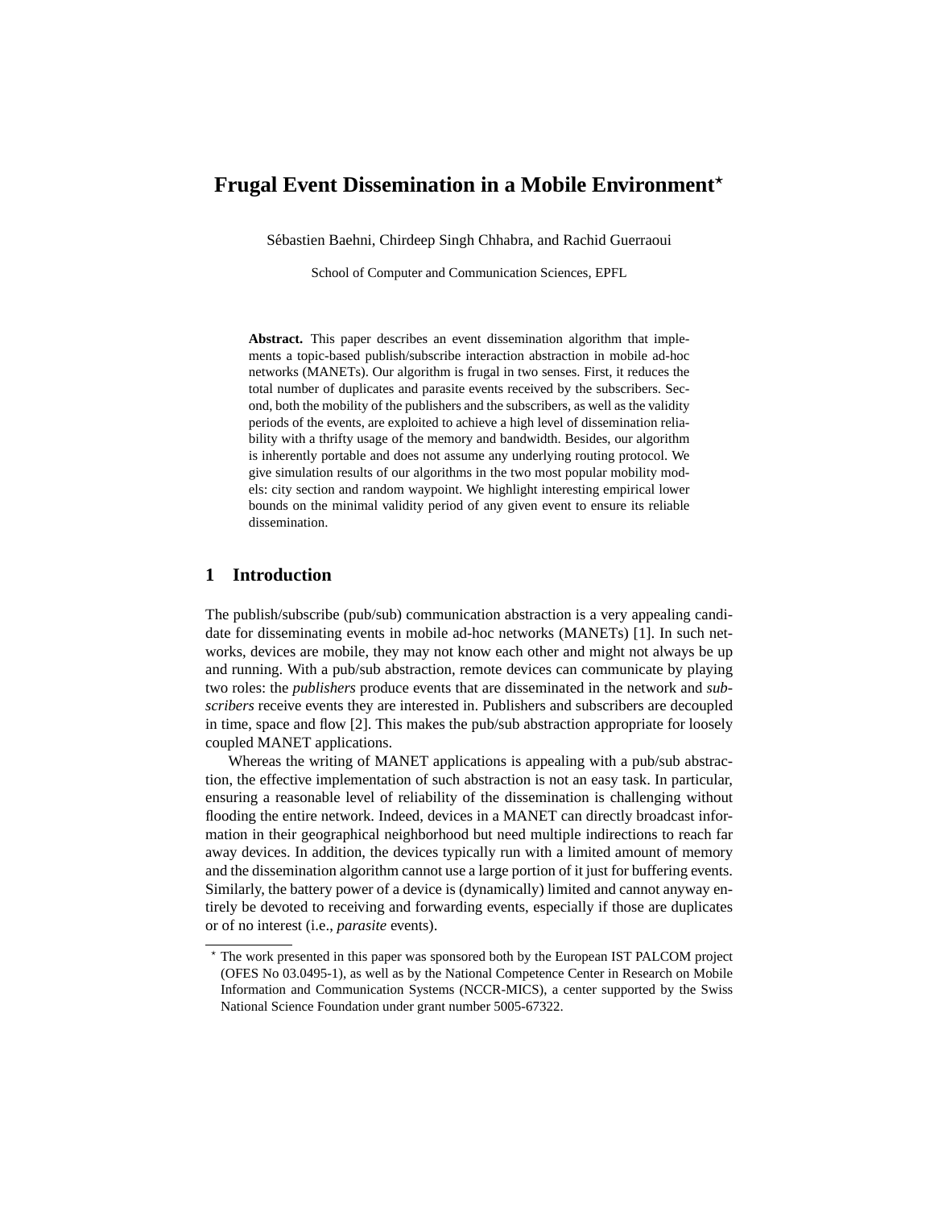# Frugal Event Dissemination in a Mobile Environment*

Sébastien Baehni, Chirdeep Singh Chhabra, and Rachid Guerraoui

School of Computer and Communication Sciences, EPFL

**Abstract.** This paper describes an event dissemination algorithm that implements a topic-based publish/subscribe interaction abstraction in mobile ad-hoc networks (MANETs). Our algorithm is frugal in two senses. First, it reduces the total number of duplicates and parasite events received by the subscribers. Second, both the mobility of the publishers and the subscribers, as well as the validity periods of the events, are exploited to achieve a high level of dissemination reliability with a thrifty usage of the memory and bandwidth. Besides, our algorithm is inherently portable and does not assume any underlying routing protocol. We give simulation results of our algorithms in the two most popular mobility models: city section and random waypoint. We highlight interesting empirical lower bounds on the minimal validity period of any given event to ensure its reliable dissemination.

## 1 Introduction

The publish/subscribe (pub/sub) communication abstraction is a very appealing candidate for disseminating events in mobile ad-hoc networks (MANETs) [1]. In such networks, devices are mobile, they may not know each other and might not always be up and running. With a pub/sub abstraction, remote devices can communicate by playing two roles: the *publishers* produce events that are disseminated in the network and *subscribers* receive events they are interested in. Publishers and subscribers are decoupled in time, space and flow [2]. This makes the pub/sub abstraction appropriate for loosely coupled MANET applications.

Whereas the writing of MANET applications is appealing with a pub/sub abstraction, the effective implementation of such abstraction is not an easy task. In particular, ensuring a reasonable level of reliability of the dissemination is challenging without flooding the entire network. Indeed, devices in a MANET can directly broadcast information in their geographical neighborhood but need multiple indirections to reach far away devices. In addition, the devices typically run with a limited amount of memory and the dissemination algorithm cannot use a large portion of it just for buffering events. Similarly, the battery power of a device is (dynamically) limited and cannot anyway entirely be devoted to receiving and forwarding events, especially if those are duplicates or of no interest (i.e., *parasite* events).

* The work presented in this paper was sponsored both by the European IST PALCOM project (OFES No 03.0495-1), as well as by the National Competence Center in Research on Mobile Information and Communication Systems (NCCR-MICS), a center supported by the Swiss National Science Foundation under grant number 5005-67322.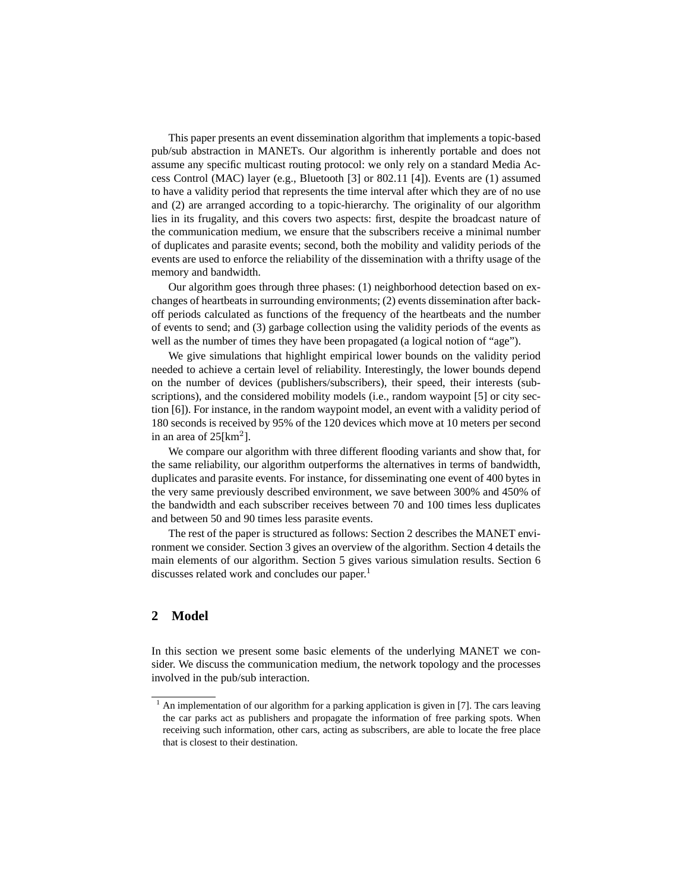This paper presents an event dissemination algorithm that implements a topic-based pub/sub abstraction in MANETs. Our algorithm is inherently portable and does not assume any specific multicast routing protocol: we only rely on a standard Media Access Control (MAC) layer (e.g., Bluetooth [3] or 802.11 [4]). Events are (1) assumed to have a validity period that represents the time interval after which they are of no use and (2) are arranged according to a topic-hierarchy. The originality of our algorithm lies in its frugality, and this covers two aspects: first, despite the broadcast nature of the communication medium, we ensure that the subscribers receive a minimal number of duplicates and parasite events; second, both the mobility and validity periods of the events are used to enforce the reliability of the dissemination with a thrifty usage of the memory and bandwidth.

Our algorithm goes through three phases: (1) neighborhood detection based on exchanges of heartbeats in surrounding environments; (2) events dissemination after back-off periods calculated as functions of the frequency of the heartbeats and the number of events to send; and (3) garbage collection using the validity periods of the events as well as the number of times they have been propagated (a logical notion of "age").

We give simulations that highlight empirical lower bounds on the validity period needed to achieve a certain level of reliability. Interestingly, the lower bounds depend on the number of devices (publishers/subscribers), their speed, their interests (subscriptions), and the considered mobility models (i.e., random waypoint [5] or city section [6]). For instance, in the random waypoint model, an event with a validity period of 180 seconds is received by 95% of the 120 devices which move at 10 meters per second in an area of 25[km$^2$].

We compare our algorithm with three different flooding variants and show that, for the same reliability, our algorithm outperforms the alternatives in terms of bandwidth, duplicates and parasite events. For instance, for disseminating one event of 400 bytes in the very same previously described environment, we save between 300% and 450% of the bandwidth and each subscriber receives between 70 and 100 times less duplicates and between 50 and 90 times less parasite events.

The rest of the paper is structured as follows: Section 2 describes the MANET environment we consider. Section 3 gives an overview of the algorithm. Section 4 details the main elements of our algorithm. Section 5 gives various simulation results. Section 6 discusses related work and concludes our paper.[1]

## 2 Model

In this section we present some basic elements of the underlying MANET we consider. We discuss the communication medium, the network topology and the processes involved in the pub/sub interaction.

[1] An implementation of our algorithm for a parking application is given in [7]. The cars leaving the car parks act as publishers and propagate the information of free parking spots. When receiving such information, other cars, acting as subscribers, are able to locate the free place that is closest to their destination.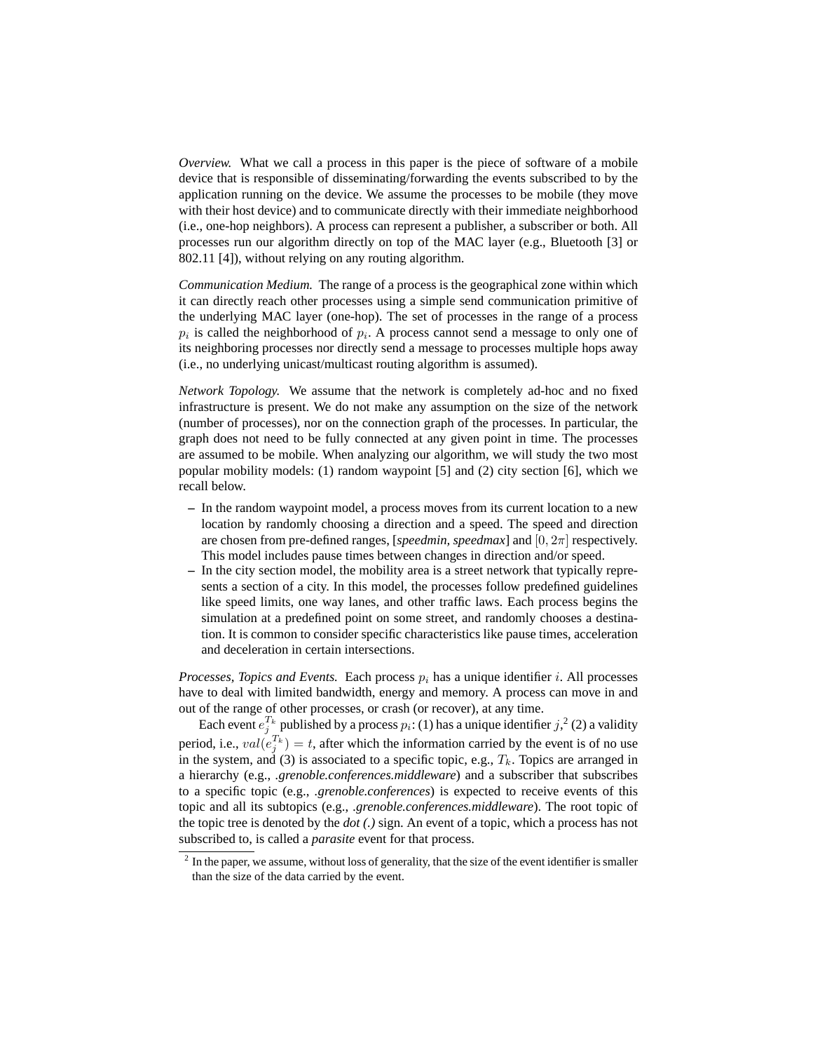*Overview.* What we call a process in this paper is the piece of software of a mobile device that is responsible of disseminating/forwarding the events subscribed to by the application running on the device. We assume the processes to be mobile (they move with their host device) and to communicate directly with their immediate neighborhood (i.e., one-hop neighbors). A process can represent a publisher, a subscriber or both. All processes run our algorithm directly on top of the MAC layer (e.g., Bluetooth [3] or 802.11 [4]), without relying on any routing algorithm.

*Communication Medium.* The range of a process is the geographical zone within which it can directly reach other processes using a simple send communication primitive of the underlying MAC layer (one-hop). The set of processes in the range of a process $p_i$ is called the neighborhood of $p_i$. A process cannot send a message to only one of its neighboring processes nor directly send a message to processes multiple hops away (i.e., no underlying unicast/multicast routing algorithm is assumed).

*Network Topology.* We assume that the network is completely ad-hoc and no fixed infrastructure is present. We do not make any assumption on the size of the network (number of processes), nor on the connection graph of the processes. In particular, the graph does not need to be fully connected at any given point in time. The processes are assumed to be mobile. When analyzing our algorithm, we will study the two most popular mobility models: (1) random waypoint [5] and (2) city section [6], which we recall below.

– In the random waypoint model, a process moves from its current location to a new location by randomly choosing a direction and a speed. The speed and direction are chosen from pre-defined ranges, [*speedmin, speedmax*] and $[0, 2\pi]$ respectively. This model includes pause times between changes in direction and/or speed.
– In the city section model, the mobility area is a street network that typically represents a section of a city. In this model, the processes follow predefined guidelines like speed limits, one way lanes, and other traffic laws. Each process begins the simulation at a predefined point on some street, and randomly chooses a destination. It is common to consider specific characteristics like pause times, acceleration and deceleration in certain intersections.

*Processes, Topics and Events.* Each process $p_i$ has a unique identifier $i$. All processes have to deal with limited bandwidth, energy and memory. A process can move in and out of the range of other processes, or crash (or recover), at any time.

Each event $e_j^{T_k}$ published by a process $p_i$: (1) has a unique identifier $j$,[2] (2) a validity period, i.e., $val(e_j^{T_k}) = t$, after which the information carried by the event is of no use in the system, and (3) is associated to a specific topic, e.g., $T_k$. Topics are arranged in a hierarchy (e.g., *.grenoble.conferences.middleware*) and a subscriber that subscribes to a specific topic (e.g., *.grenoble.conferences*) is expected to receive events of this topic and all its subtopics (e.g., *.grenoble.conferences.middleware*). The root topic of the topic tree is denoted by the *dot (.)* sign. An event of a topic, which a process has not subscribed to, is called a *parasite* event for that process.

[2] In the paper, we assume, without loss of generality, that the size of the event identifier is smaller than the size of the data carried by the event.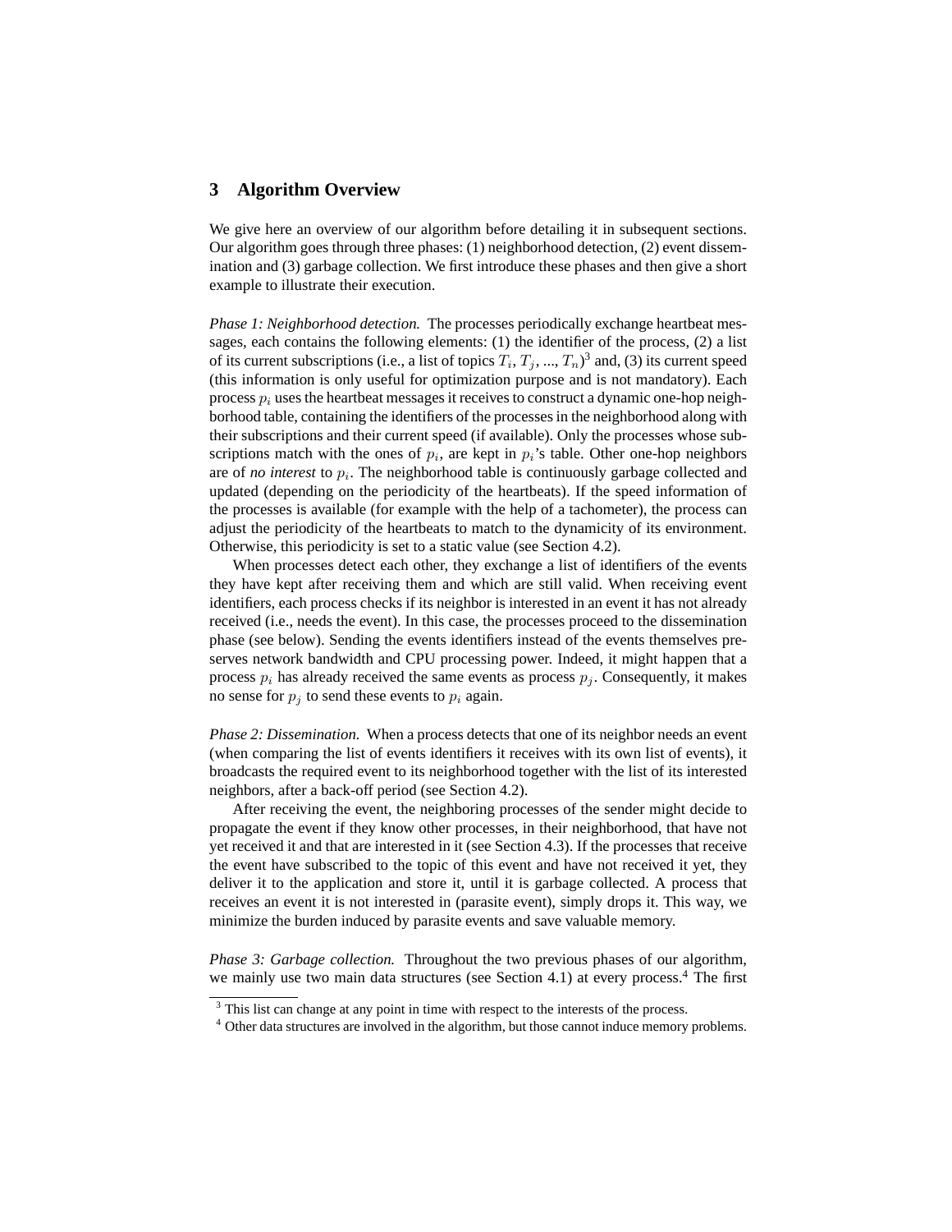## 3 Algorithm Overview

We give here an overview of our algorithm before detailing it in subsequent sections. Our algorithm goes through three phases: (1) neighborhood detection, (2) event dissemination and (3) garbage collection. We first introduce these phases and then give a short example to illustrate their execution.

*Phase 1: Neighborhood detection.* The processes periodically exchange heartbeat messages, each contains the following elements: (1) the identifier of the process, (2) a list of its current subscriptions (i.e., a list of topics $T_i$, $T_j$, ..., $T_n$)[3] and, (3) its current speed (this information is only useful for optimization purpose and is not mandatory). Each process $p_i$ uses the heartbeat messages it receives to construct a dynamic one-hop neighborhood table, containing the identifiers of the processes in the neighborhood along with their subscriptions and their current speed (if available). Only the processes whose subscriptions match with the ones of $p_i$, are kept in $p_i$'s table. Other one-hop neighbors are of *no interest* to $p_i$. The neighborhood table is continuously garbage collected and updated (depending on the periodicity of the heartbeats). If the speed information of the processes is available (for example with the help of a tachometer), the process can adjust the periodicity of the heartbeats to match to the dynamicity of its environment. Otherwise, this periodicity is set to a static value (see Section 4.2).

When processes detect each other, they exchange a list of identifiers of the events they have kept after receiving them and which are still valid. When receiving event identifiers, each process checks if its neighbor is interested in an event it has not already received (i.e., needs the event). In this case, the processes proceed to the dissemination phase (see below). Sending the events identifiers instead of the events themselves preserves network bandwidth and CPU processing power. Indeed, it might happen that a process $p_i$ has already received the same events as process $p_j$. Consequently, it makes no sense for $p_j$ to send these events to $p_i$ again.

*Phase 2: Dissemination.* When a process detects that one of its neighbor needs an event (when comparing the list of events identifiers it receives with its own list of events), it broadcasts the required event to its neighborhood together with the list of its interested neighbors, after a back-off period (see Section 4.2).

After receiving the event, the neighboring processes of the sender might decide to propagate the event if they know other processes, in their neighborhood, that have not yet received it and that are interested in it (see Section 4.3). If the processes that receive the event have subscribed to the topic of this event and have not received it yet, they deliver it to the application and store it, until it is garbage collected. A process that receives an event it is not interested in (parasite event), simply drops it. This way, we minimize the burden induced by parasite events and save valuable memory.

*Phase 3: Garbage collection.* Throughout the two previous phases of our algorithm, we mainly use two main data structures (see Section 4.1) at every process.[4] The first

[3] This list can change at any point in time with respect to the interests of the process.

[4] Other data structures are involved in the algorithm, but those cannot induce memory problems.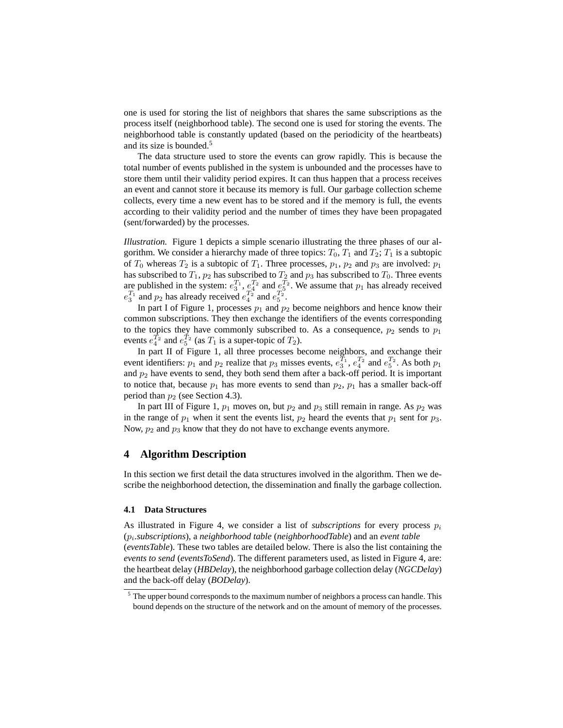one is used for storing the list of neighbors that shares the same subscriptions as the process itself (neighborhood table). The second one is used for storing the events. The neighborhood table is constantly updated (based on the periodicity of the heartbeats) and its size is bounded.[5]

The data structure used to store the events can grow rapidly. This is because the total number of events published in the system is unbounded and the processes have to store them until their validity period expires. It can thus happen that a process receives an event and cannot store it because its memory is full. Our garbage collection scheme collects, every time a new event has to be stored and if the memory is full, the events according to their validity period and the number of times they have been propagated (sent/forwarded) by the processes.

*Illustration.* Figure 1 depicts a simple scenario illustrating the three phases of our algorithm. We consider a hierarchy made of three topics: $T_0$, $T_1$ and $T_2$; $T_1$ is a subtopic of $T_0$ whereas $T_2$ is a subtopic of $T_1$. Three processes, $p_1$, $p_2$ and $p_3$ are involved: $p_1$ has subscribed to $T_1$, $p_2$ has subscribed to $T_2$ and $p_3$ has subscribed to $T_0$. Three events are published in the system: $e_3^{T_1}$, $e_4^{T_2}$ and $e_5^{T_2}$. We assume that $p_1$ has already received $e_3^{T_1}$ and $p_2$ has already received $e_4^{T_2}$ and $e_5^{T_2}$.

In part I of Figure 1, processes $p_1$ and $p_2$ become neighbors and hence know their common subscriptions. They then exchange the identifiers of the events corresponding to the topics they have commonly subscribed to. As a consequence, $p_2$ sends to $p_1$ events $e_4^{T_2}$ and $e_5^{T_2}$ (as $T_1$ is a super-topic of $T_2$).

In part II of Figure 1, all three processes become neighbors, and exchange their event identifiers: $p_1$ and $p_2$ realize that $p_3$ misses events, $e_3^{T_1}$, $e_4^{T_2}$ and $e_5^{T_2}$. As both $p_1$ and $p_2$ have events to send, they both send them after a back-off period. It is important to notice that, because $p_1$ has more events to send than $p_2$, $p_1$ has a smaller back-off period than $p_2$ (see Section 4.3).

In part III of Figure 1, $p_1$ moves on, but $p_2$ and $p_3$ still remain in range. As $p_2$ was in the range of $p_1$ when it sent the events list, $p_2$ heard the events that $p_1$ sent for $p_3$. Now, $p_2$ and $p_3$ know that they do not have to exchange events anymore.

# 4 Algorithm Description

In this section we first detail the data structures involved in the algorithm. Then we describe the neighborhood detection, the dissemination and finally the garbage collection.

## 4.1 Data Structures

As illustrated in Figure 4, we consider a list of *subscriptions* for every process $p_i$ ($p_i$.*subscriptions*), a *neighborhood table* (*neighborhoodTable*) and an *event table* (*eventsTable*). These two tables are detailed below. There is also the list containing the *events to send* (*eventsToSend*). The different parameters used, as listed in Figure 4, are: the heartbeat delay (*HBDelay*), the neighborhood garbage collection delay (*NGCDelay*) and the back-off delay (*BODelay*).

[5] The upper bound corresponds to the maximum number of neighbors a process can handle. This bound depends on the structure of the network and on the amount of memory of the processes.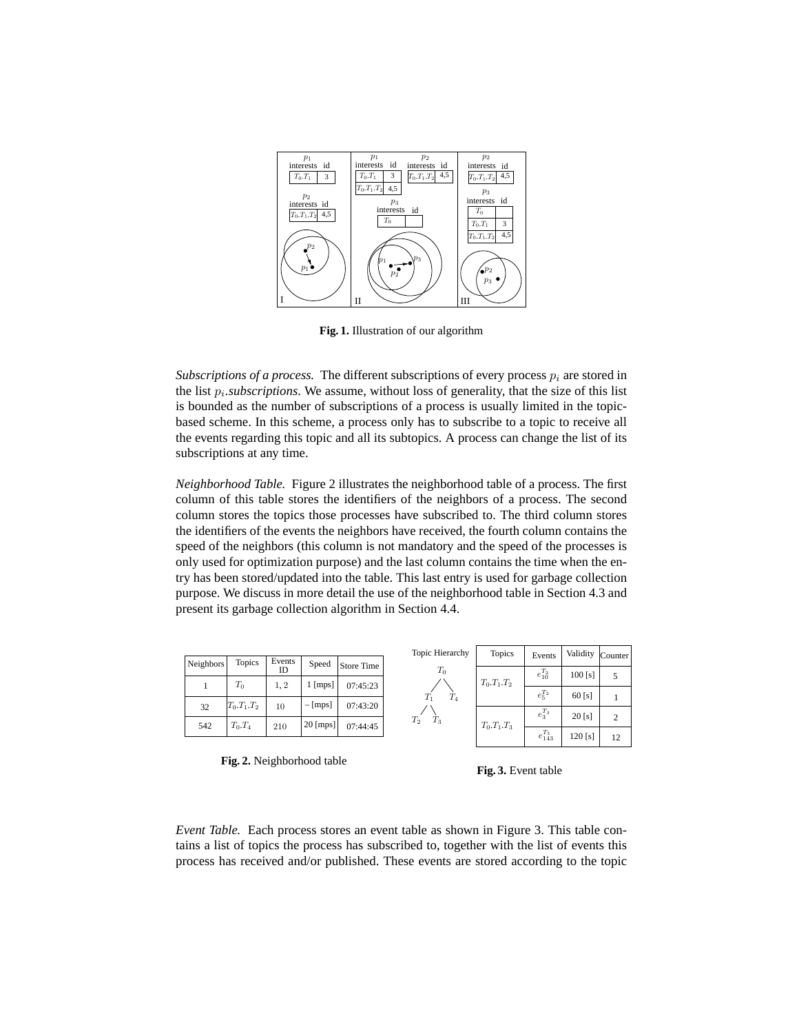Fig. 1. Illustration of our algorithm

*Subscriptions of a process.* The different subscriptions of every process $p_i$ are stored in the list $p_i$.*subscriptions*. We assume, without loss of generality, that the size of this list is bounded as the number of subscriptions of a process is usually limited in the topic-based scheme. In this scheme, a process only has to subscribe to a topic to receive all the events regarding this topic and all its subtopics. A process can change the list of its subscriptions at any time.

*Neighborhood Table.* Figure 2 illustrates the neighborhood table of a process. The first column of this table stores the identifiers of the neighbors of a process. The second column stores the topics those processes have subscribed to. The third column stores the identifiers of the events the neighbors have received, the fourth column contains the speed of the neighbors (this column is not mandatory and the speed of the processes is only used for optimization purpose) and the last column contains the time when the entry has been stored/updated into the table. This last entry is used for garbage collection purpose. We discuss in more detail the use of the neighborhood table in Section 4.3 and present its garbage collection algorithm in Section 4.4.

| Neighbors | Topics | Events ID | Speed | Store Time |
|---|---|---|---|---|
| 1 | $T_0$ | 1, 2 | 1 [mps] | 07:45:23 |
| 32 | $T_0.T_1.T_2$ | 10 | – [mps] | 07:43:20 |
| 542 | $T_0.T_4$ | 210 | 20 [mps] | 07:44:45 |

**Fig. 2.** Neighborhood table

Topic Hierarchy

| Topics | Events | Validity | Counter |
|---|---|---|---|
| $T_0.T_1.T_2$ | $e_{10}^{T_2}$ | 100 [s] | 5 |
| | $e_5^{T_2}$ | 60 [s] | 1 |
| $T_0.T_1.T_3$ | $e_3^{T_3}$ | 20 [s] | 2 |
| | $e_{143}^{T_3}$ | 120 [s] | 12 |

**Fig. 3.** Event table

*Event Table.* Each process stores an event table as shown in Figure 3. This table contains a list of topics the process has subscribed to, together with the list of events this process has received and/or published. These events are stored according to the topic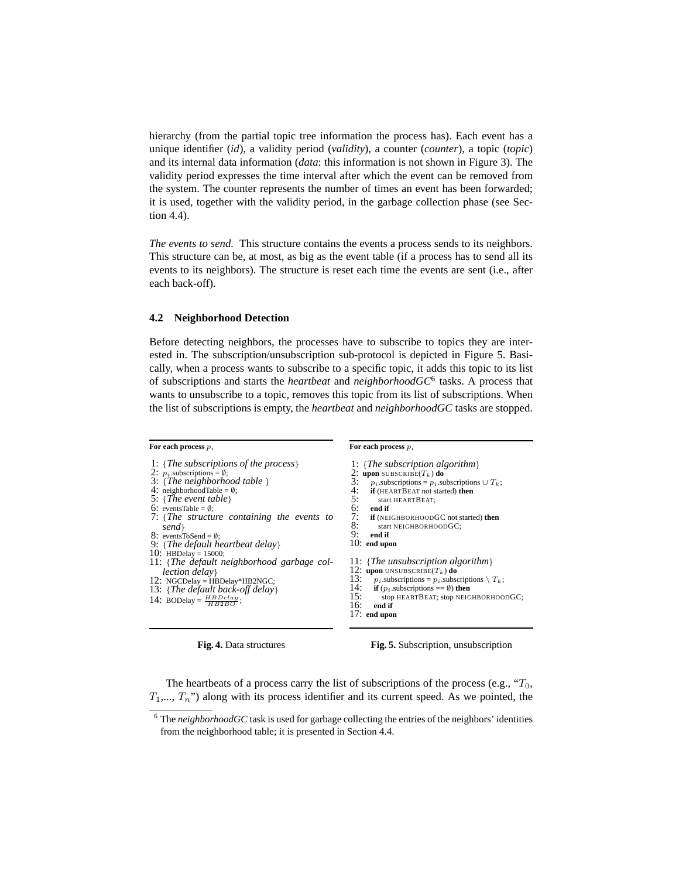hierarchy (from the partial topic tree information the process has). Each event has a unique identifier (*id*), a validity period (*validity*), a counter (*counter*), a topic (*topic*) and its internal data information (*data*: this information is not shown in Figure 3). The validity period expresses the time interval after which the event can be removed from the system. The counter represents the number of times an event has been forwarded; it is used, together with the validity period, in the garbage collection phase (see Section 4.4).

*The events to send.* This structure contains the events a process sends to its neighbors. This structure can be, at most, as big as the event table (if a process has to send all its events to its neighbors). The structure is reset each time the events are sent (i.e., after each back-off).

### 4.2 Neighborhood Detection

Before detecting neighbors, the processes have to subscribe to topics they are interested in. The subscription/unsubscription sub-protocol is depicted in Figure 5. Basically, when a process wants to subscribe to a specific topic, it adds this topic to its list of subscriptions and starts the *heartbeat* and *neighborhoodGC*[6] tasks. A process that wants to unsubscribe to a topic, removes this topic from its list of subscriptions. When the list of subscriptions is empty, the *heartbeat* and *neighborhoodGC* tasks are stopped.

**For each process $p_i$**

```
1: {The subscriptions of the process}
2: p_i.subscriptions = ∅;
3: {The neighborhood table }
4: neighborhoodTable = ∅;
5: {The event table}
6: eventsTable = ∅;
7: {The structure containing the events to send}
8: eventsToSend = ∅;
9: {The default heartbeat delay}
10: HBDelay = 15000;
11: {The default neighborhood garbage collection delay}
12: NGCDelay = HBDelay*HB2NGC;
13: {The default back-off delay}
14: BODelay = HBDelay / HB2BO;
```

**Fig. 4.** Data structures

**For each process $p_i$**

```
1: {The subscription algorithm}
2: upon SUBSCRIBE(T_k) do
3:    p_i.subscriptions = p_i.subscriptions ∪ T_k;
4:    if (HEARTBEAT not started) then
5:       start HEARTBEAT;
6:    end if
7:    if (NEIGHBORHOODGC not started) then
8:       start NEIGHBORHOODGC;
9:    end if
10: end upon

11: {The unsubscription algorithm}
12: upon UNSUBSCRIBE(T_k) do
13:    p_i.subscriptions = p_i.subscriptions \ T_k;
14:    if (p_i.subscriptions == ∅) then
15:       stop HEARTBEAT; stop NEIGHBORHOODGC;
16:    end if
17: end upon
```

**Fig. 5.** Subscription, unsubscription

The heartbeats of a process carry the list of subscriptions of the process (e.g., "$T_0$, $T_1$,..., $T_n$") along with its process identifier and its current speed. As we pointed, the

[6] The *neighborhoodGC* task is used for garbage collecting the entries of the neighbors' identities from the neighborhood table; it is presented in Section 4.4.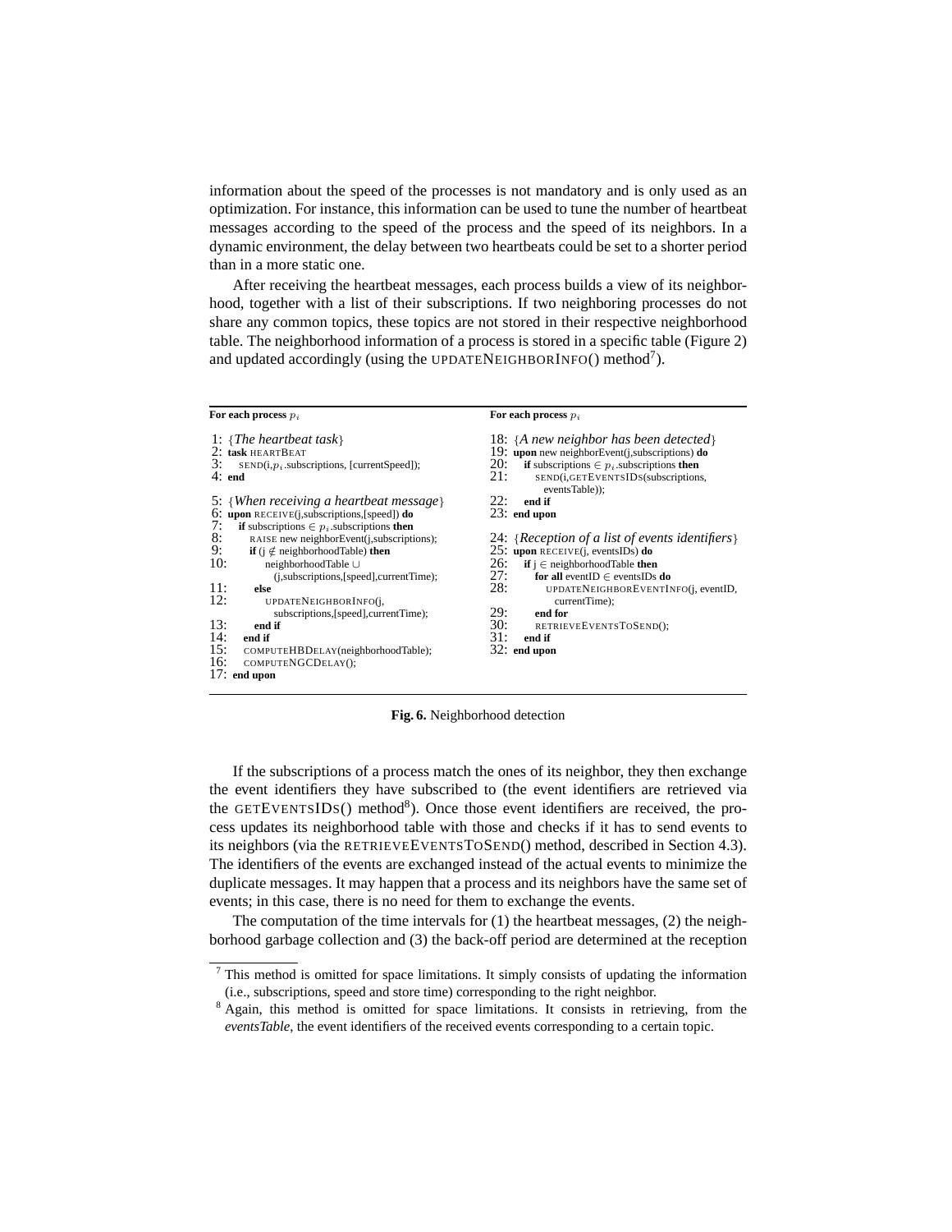information about the speed of the processes is not mandatory and is only used as an optimization. For instance, this information can be used to tune the number of heartbeat messages according to the speed of the process and the speed of its neighbors. In a dynamic environment, the delay between two heartbeats could be set to a shorter period than in a more static one.

After receiving the heartbeat messages, each process builds a view of its neighborhood, together with a list of their subscriptions. If two neighboring processes do not share any common topics, these topics are not stored in their respective neighborhood table. The neighborhood information of a process is stored in a specific table (Figure 2) and updated accordingly (using the UPDATENEIGHBORINFO() method[7]).

```
For each process p_i

1: {The heartbeat task}
2: task HEARTBEAT
3:   SEND(i,p_i.subscriptions, [currentSpeed]);
4: end

5: {When receiving a heartbeat message}
6: upon RECEIVE(j,subscriptions,[speed]) do
7:   if subscriptions ∈ p_i.subscriptions then
8:     RAISE new neighborEvent(j,subscriptions);
9:     if (j ∉ neighborhoodTable) then
10:      neighborhoodTable ∪
           (j,subscriptions,[speed],currentTime);
11:    else
12:      UPDATENEIGHBORINFO(j,
           subscriptions,[speed],currentTime);
13:    end if
14:  end if
15:  COMPUTEHBDELAY(neighborhoodTable);
16:  COMPUTENGCDELAY();
17: end upon
```

```
For each process p_i

18: {A new neighbor has been detected}
19: upon new neighborEvent(j,subscriptions) do
20:   if subscriptions ∈ p_i.subscriptions then
21:     SEND(i,GETEVENTSIDS(subscriptions,
          eventsTable));
22:   end if
23: end upon

24: {Reception of a list of events identifiers}
25: upon RECEIVE(j, eventsIDs) do
26:   if j ∈ neighborhoodTable then
27:     for all eventID ∈ eventsIDs do
28:       UPDATENEIGHBOREVENTINFO(j, eventID,
            currentTime);
29:     end for
30:     RETRIEVEEVENTSTOSEND();
31:   end if
32: end upon
```

**Fig. 6.** Neighborhood detection

If the subscriptions of a process match the ones of its neighbor, they then exchange the event identifiers they have subscribed to (the event identifiers are retrieved via the GETEVENTSIDS() method[8]). Once those event identifiers are received, the process updates its neighborhood table with those and checks if it has to send events to its neighbors (via the RETRIEVEEVENTSTOSEND() method, described in Section 4.3). The identifiers of the events are exchanged instead of the actual events to minimize the duplicate messages. It may happen that a process and its neighbors have the same set of events; in this case, there is no need for them to exchange the events.

The computation of the time intervals for (1) the heartbeat messages, (2) the neighborhood garbage collection and (3) the back-off period are determined at the reception

[7] This method is omitted for space limitations. It simply consists of updating the information (i.e., subscriptions, speed and store time) corresponding to the right neighbor.

[8] Again, this method is omitted for space limitations. It consists in retrieving, from the *eventsTable*, the event identifiers of the received events corresponding to a certain topic.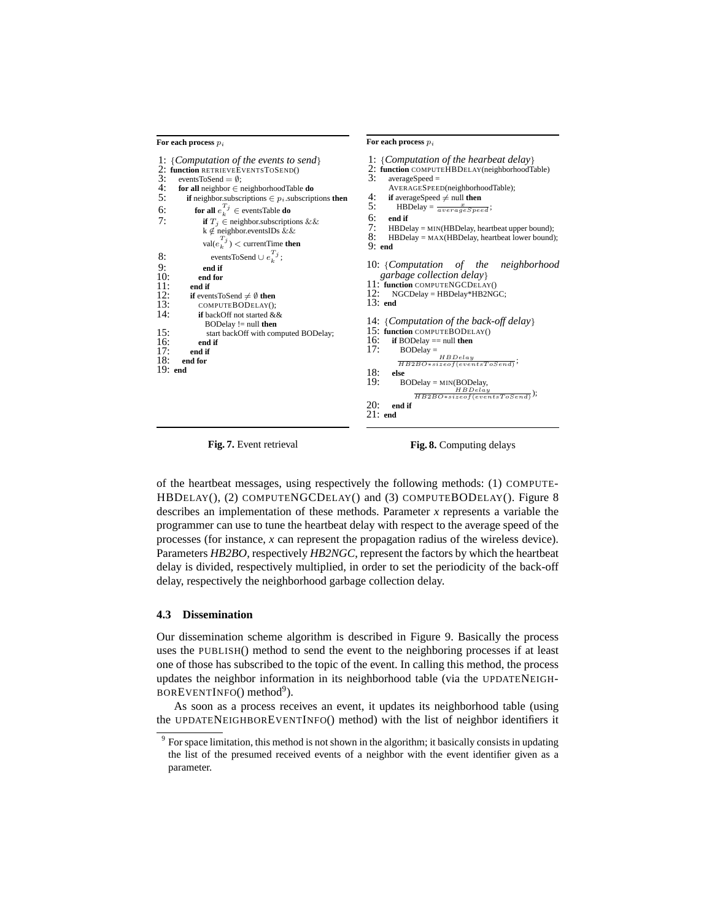**For each process** $p_i$

```
1: {Computation of the events to send}
2: function RETRIEVEEVENTSTOSEND()
3:    eventsToSend = ∅;
4:    for all neighbor ∈ neighborhoodTable do
5:       if neighbor.subscriptions ∈ p_i.subscriptions then
6:          for all e_k^{T_j} ∈ eventsTable do
7:             if T_j ∈ neighbor.subscriptions &&
               k ∉ neighbor.eventsIDs &&
               val(e_k^{T_j}) < currentTime then
8:                eventsToSend ∪ e_k^{T_j};
9:             end if
10:         end for
11:      end if
12:      if eventsToSend ≠ ∅ then
13:         COMPUTEBODELAY();
14:         if backOff not started &&
            BODelay != null then
15:            start backOff with computed BODelay;
16:         end if
17:      end if
18:   end for
19: end
```

**Fig. 7.** Event retrieval

**For each process** $p_i$

```
1: {Computation of the hearbeat delay}
2: function COMPUTEHBDELAY(neighborhoodTable)
3:    averageSpeed =
      AVERAGESPEED(neighborhoodTable);
4:    if averageSpeed ≠ null then
5:       HBDelay = x / averageSpeed;
6:    end if
7:    HBDelay = MIN(HBDelay, heartbeat upper bound);
8:    HBDelay = MAX(HBDelay, heartbeat lower bound);
9: end

10: {Computation of the neighborhood garbage collection delay}
11: function COMPUTENGCDELAY()
12:    NGCDelay = HBDelay*HB2NGC;
13: end

14: {Computation of the back-off delay}
15: function COMPUTEBODELAY()
16:    if BODelay == null then
17:       BODelay =
          HBDelay / (HB2BO*sizeof(eventsToSend));
18:    else
19:       BODelay = MIN(BODelay,
          HBDelay / (HB2BO*sizeof(eventsToSend)));
20:    end if
21: end
```

**Fig. 8.** Computing delays

of the heartbeat messages, using respectively the following methods: (1) COMPUTEHBDELAY(), (2) COMPUTENGCDELAY() and (3) COMPUTEBODELAY(). Figure 8 describes an implementation of these methods. Parameter *x* represents a variable the programmer can use to tune the heartbeat delay with respect to the average speed of the processes (for instance, *x* can represent the propagation radius of the wireless device). Parameters *HB2BO*, respectively *HB2NGC*, represent the factors by which the heartbeat delay is divided, respectively multiplied, in order to set the periodicity of the back-off delay, respectively the neighborhood garbage collection delay.

### 4.3 Dissemination

Our dissemination scheme algorithm is described in Figure 9. Basically the process uses the PUBLISH() method to send the event to the neighboring processes if at least one of those has subscribed to the topic of the event. In calling this method, the process updates the neighbor information in its neighborhood table (via the UPDATENEIGHBOREVENTINFO() method[9]).

As soon as a process receives an event, it updates its neighborhood table (using the UPDATENEIGHBOREVENTINFO() method) with the list of neighbor identifiers it

[9] For space limitation, this method is not shown in the algorithm; it basically consists in updating the list of the presumed received events of a neighbor with the event identifier given as a parameter.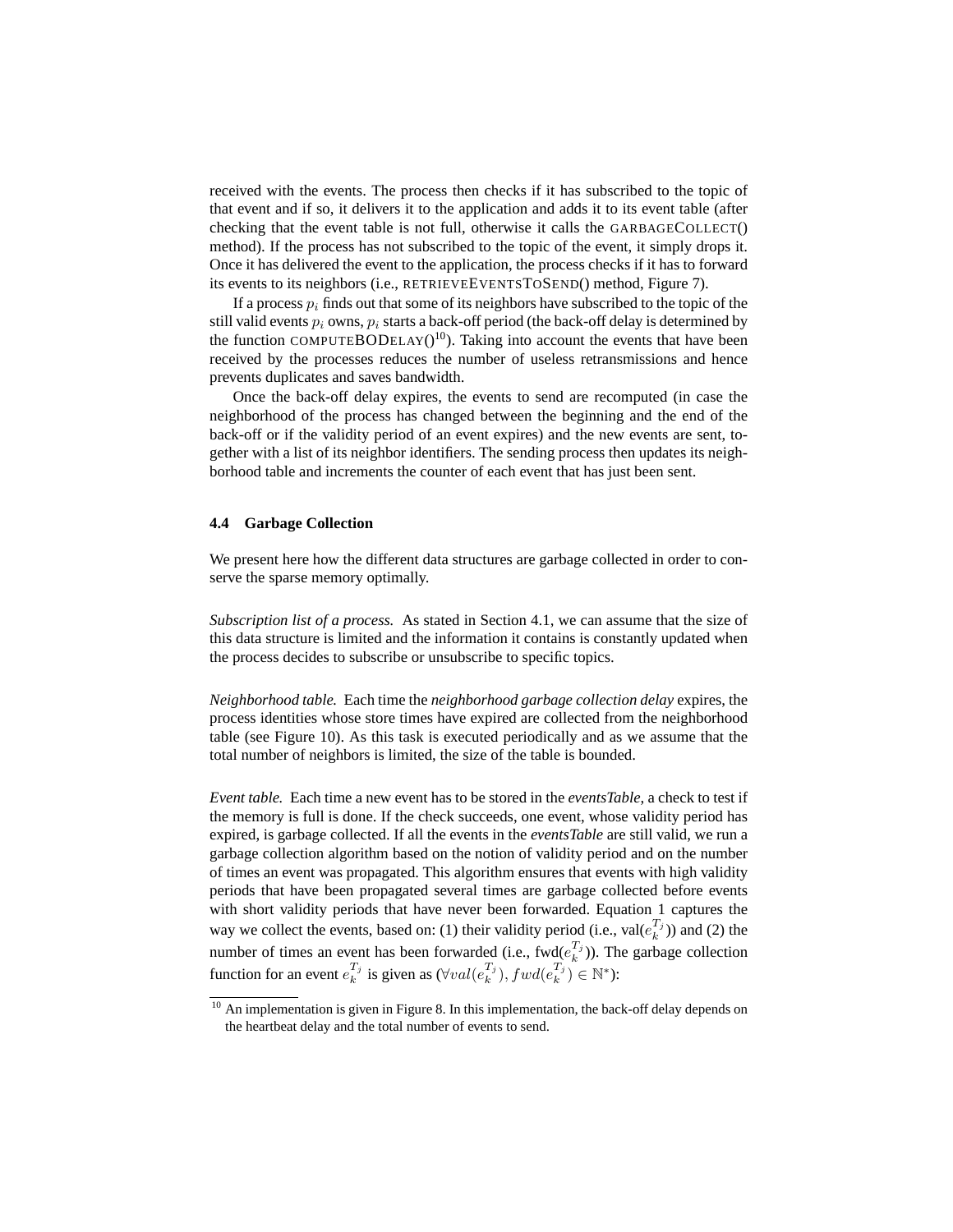received with the events. The process then checks if it has subscribed to the topic of that event and if so, it delivers it to the application and adds it to its event table (after checking that the event table is not full, otherwise it calls the GARBAGECOLLECT() method). If the process has not subscribed to the topic of the event, it simply drops it. Once it has delivered the event to the application, the process checks if it has to forward its events to its neighbors (i.e., RETRIEVEEVENTSTOSEND() method, Figure 7).

If a process $p_i$ finds out that some of its neighbors have subscribed to the topic of the still valid events $p_i$ owns, $p_i$ starts a back-off period (the back-off delay is determined by the function COMPUTEBODELAY()[10]). Taking into account the events that have been received by the processes reduces the number of useless retransmissions and hence prevents duplicates and saves bandwidth.

Once the back-off delay expires, the events to send are recomputed (in case the neighborhood of the process has changed between the beginning and the end of the back-off or if the validity period of an event expires) and the new events are sent, together with a list of its neighbor identifiers. The sending process then updates its neighborhood table and increments the counter of each event that has just been sent.

### 4.4 Garbage Collection

We present here how the different data structures are garbage collected in order to conserve the sparse memory optimally.

*Subscription list of a process.* As stated in Section 4.1, we can assume that the size of this data structure is limited and the information it contains is constantly updated when the process decides to subscribe or unsubscribe to specific topics.

*Neighborhood table.* Each time the *neighborhood garbage collection delay* expires, the process identities whose store times have expired are collected from the neighborhood table (see Figure 10). As this task is executed periodically and as we assume that the total number of neighbors is limited, the size of the table is bounded.

*Event table.* Each time a new event has to be stored in the *eventsTable*, a check to test if the memory is full is done. If the check succeeds, one event, whose validity period has expired, is garbage collected. If all the events in the *eventsTable* are still valid, we run a garbage collection algorithm based on the notion of validity period and on the number of times an event was propagated. This algorithm ensures that events with high validity periods that have been propagated several times are garbage collected before events with short validity periods that have never been forwarded. Equation 1 captures the way we collect the events, based on: (1) their validity period (i.e., val($e_k^{T_j}$)) and (2) the number of times an event has been forwarded (i.e., fwd($e_k^{T_j}$)). The garbage collection function for an event $e_k^{T_j}$ is given as ($\forall val(e_k^{T_j}), fwd(e_k^{T_j}) \in \mathbb{N}^*$):

[10] An implementation is given in Figure 8. In this implementation, the back-off delay depends on the heartbeat delay and the total number of events to send.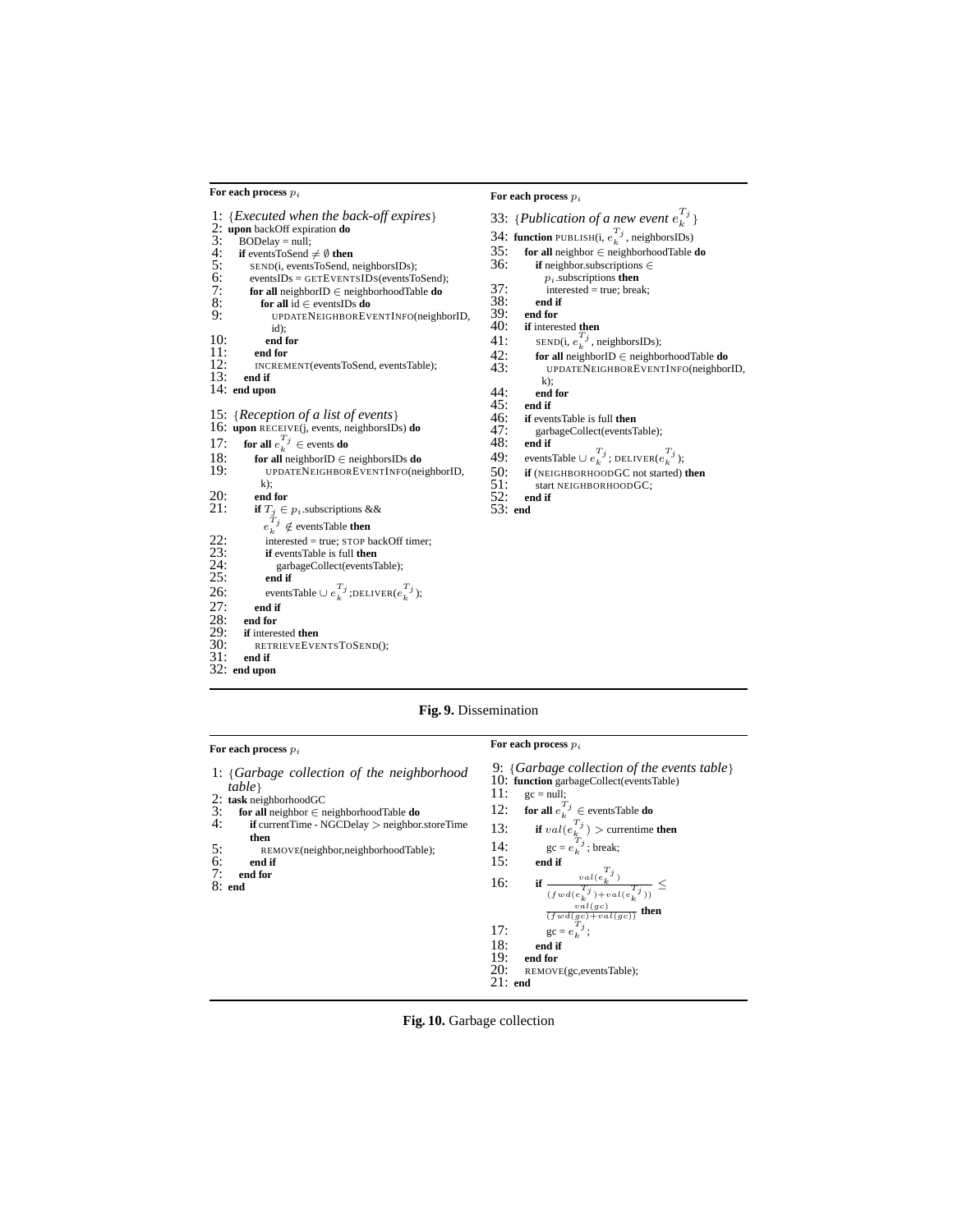**For each process** $p_i$

```
1: {Executed when the back-off expires}
2: upon backOff expiration do
3:    BODelay = null;
4:    if eventsToSend ≠ ∅ then
5:       SEND(i, eventsToSend, neighborsIDs);
6:       eventsIDs = GETEVENTSIDS(eventsToSend);
7:       for all neighborID ∈ neighborhoodTable do
8:          for all id ∈ eventsIDs do
9:             UPDATENEIGHBOREVENTINFO(neighborID, id);
10:         end for
11:      end for
12:      INCREMENT(eventsToSend, eventsTable);
13:   end if
14: end upon

15: {Reception of a list of events}
16: upon RECEIVE(j, events, neighborsIDs) do
17:    for all e_k^{T_j} ∈ events do
18:       for all neighborID ∈ neighborsIDs do
19:          UPDATENEIGHBOREVENTINFO(neighborID, k);
20:       end for
21:       if T_j ∈ p_i.subscriptions && e_k^{T_j} ∉ eventsTable then
22:          interested = true; STOP backOff timer;
23:          if eventsTable is full then
24:             garbageCollect(eventsTable);
25:          end if
26:          eventsTable ∪ e_k^{T_j}; DELIVER(e_k^{T_j});
27:       end if
28:    end for
29:    if interested then
30:       RETRIEVEEVENTSTOSEND();
31:    end if
32: end upon
```

**For each process** $p_i$

```
33: {Publication of a new event e_k^{T_j}}
34: function PUBLISH(i, e_k^{T_j}, neighborsIDs)
35:    for all neighbor ∈ neighborhoodTable do
36:       if neighbor.subscriptions ∈ p_i.subscriptions then
37:          interested = true; break;
38:       end if
39:    end for
40:    if interested then
41:       SEND(i, e_k^{T_j}, neighborsIDs);
42:       for all neighborID ∈ neighborhoodTable do
43:          UPDATENEIGHBOREVENTINFO(neighborID, k);
44:       end for
45:    end if
46:    if eventsTable is full then
47:       garbageCollect(eventsTable);
48:    end if
49:    eventsTable ∪ e_k^{T_j}; DELIVER(e_k^{T_j});
50:    if (NEIGHBORHOODGC not started) then
51:       start NEIGHBORHOODGC;
52:    end if
53: end
```

**Fig. 9.** Dissemination

**For each process** $p_i$

```
1: {Garbage collection of the neighborhood table}
2: task neighborhoodGC
3:    for all neighbor ∈ neighborhoodTable do
4:       if currentTime - NGCDelay > neighbor.storeTime then
5:          REMOVE(neighbor,neighborhoodTable);
6:       end if
7:    end for
8: end
```

**For each process** $p_i$

```
9: {Garbage collection of the events table}
10: function garbageCollect(eventsTable)
11:    gc = null;
12:    for all e_k^{T_j} ∈ eventsTable do
13:       if val(e_k^{T_j}) > currentime then
14:          gc = e_k^{T_j}; break;
15:       end if
16:       if val(e_k^{T_j}) / (fwd(e_k^{T_j}) + val(e_k^{T_j})) ≤ val(gc) / (fwd(gc) + val(gc)) then
17:          gc = e_k^{T_j};
18:       end if
19:    end for
20:    REMOVE(gc,eventsTable);
21: end
```

**Fig. 10.** Garbage collection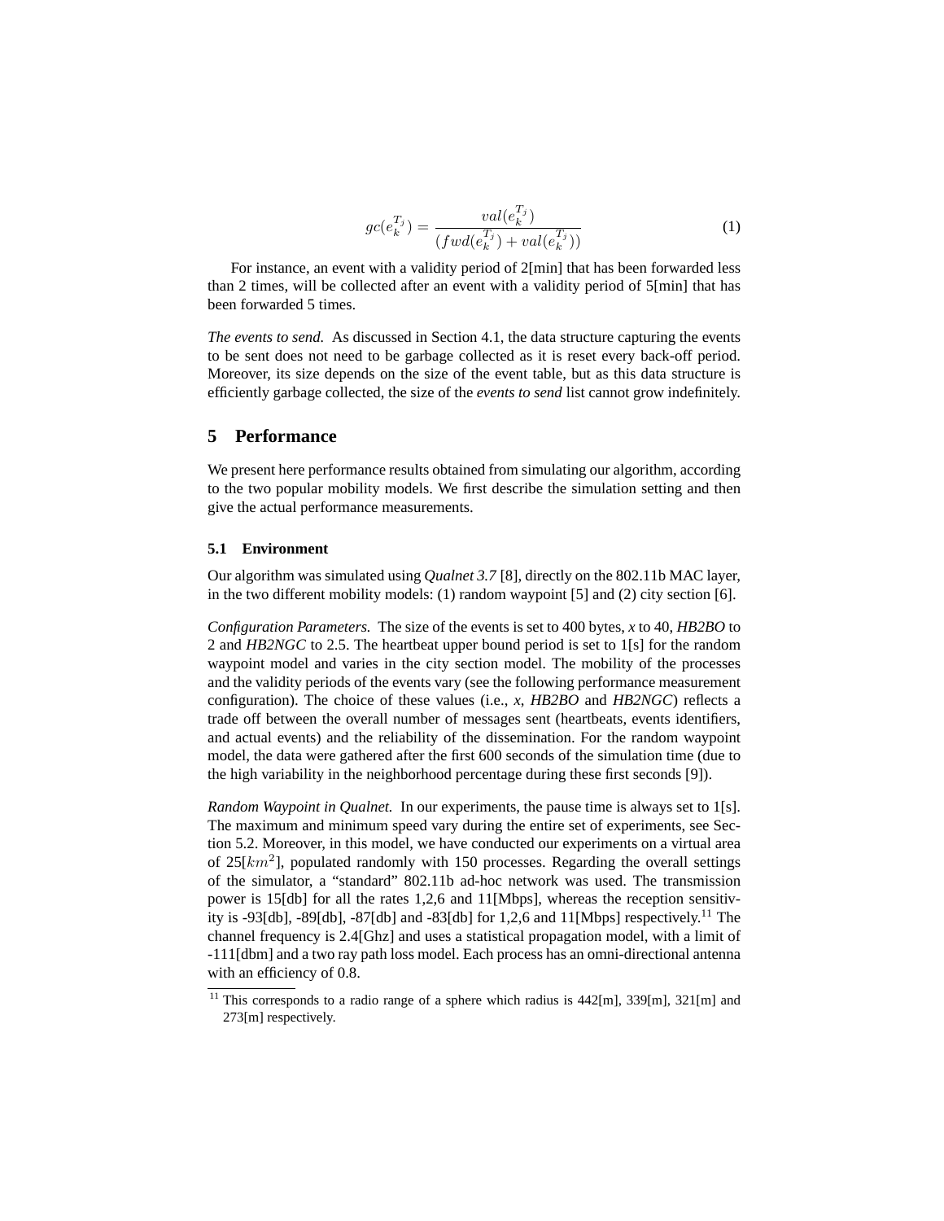$$gc(e_k^{T_j}) = \frac{val(e_k^{T_j})}{(fwd(e_k^{T_j}) + val(e_k^{T_j}))} \tag{1}$$

For instance, an event with a validity period of 2[min] that has been forwarded less than 2 times, will be collected after an event with a validity period of 5[min] that has been forwarded 5 times.

*The events to send.* As discussed in Section 4.1, the data structure capturing the events to be sent does not need to be garbage collected as it is reset every back-off period. Moreover, its size depends on the size of the event table, but as this data structure is efficiently garbage collected, the size of the *events to send* list cannot grow indefinitely.

## 5 Performance

We present here performance results obtained from simulating our algorithm, according to the two popular mobility models. We first describe the simulation setting and then give the actual performance measurements.

### 5.1 Environment

Our algorithm was simulated using *Qualnet 3.7* [8], directly on the 802.11b MAC layer, in the two different mobility models: (1) random waypoint [5] and (2) city section [6].

*Configuration Parameters.* The size of the events is set to 400 bytes, *x* to 40, *HB2BO* to 2 and *HB2NGC* to 2.5. The heartbeat upper bound period is set to 1[s] for the random waypoint model and varies in the city section model. The mobility of the processes and the validity periods of the events vary (see the following performance measurement configuration). The choice of these values (i.e., *x*, *HB2BO* and *HB2NGC*) reflects a trade off between the overall number of messages sent (heartbeats, events identifiers, and actual events) and the reliability of the dissemination. For the random waypoint model, the data were gathered after the first 600 seconds of the simulation time (due to the high variability in the neighborhood percentage during these first seconds [9]).

*Random Waypoint in Qualnet.* In our experiments, the pause time is always set to 1[s]. The maximum and minimum speed vary during the entire set of experiments, see Section 5.2. Moreover, in this model, we have conducted our experiments on a virtual area of 25[$km^2$], populated randomly with 150 processes. Regarding the overall settings of the simulator, a "standard" 802.11b ad-hoc network was used. The transmission power is 15[db] for all the rates 1,2,6 and 11[Mbps], whereas the reception sensitivity is -93[db], -89[db], -87[db] and -83[db] for 1,2,6 and 11[Mbps] respectively.[11] The channel frequency is 2.4[Ghz] and uses a statistical propagation model, with a limit of -111[dbm] and a two ray path loss model. Each process has an omni-directional antenna with an efficiency of 0.8.

[11] This corresponds to a radio range of a sphere which radius is 442[m], 339[m], 321[m] and 273[m] respectively.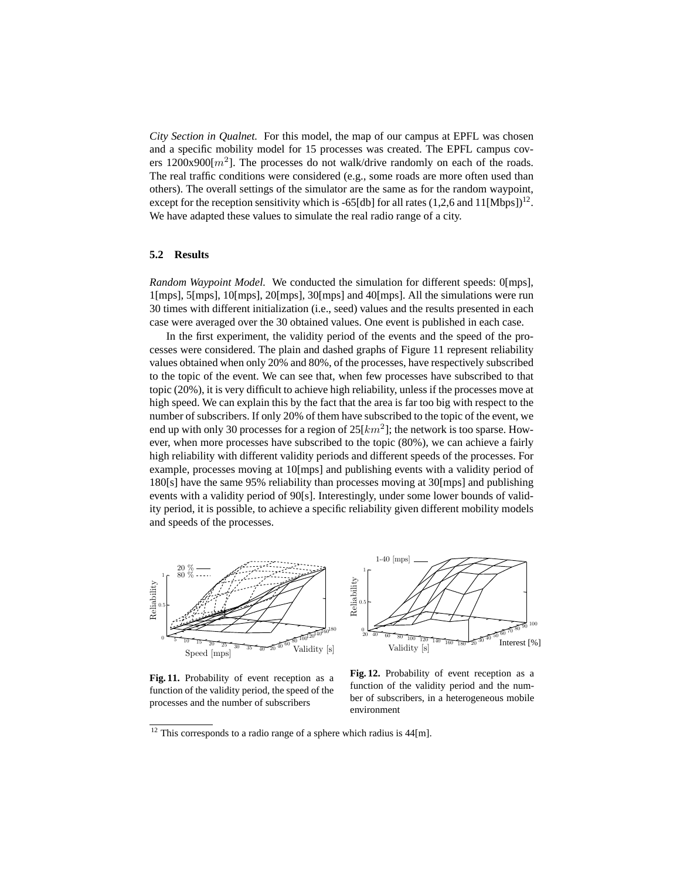*City Section in Qualnet.* For this model, the map of our campus at EPFL was chosen and a specific mobility model for 15 processes was created. The EPFL campus covers 1200x900[$m^2$]. The processes do not walk/drive randomly on each of the roads. The real traffic conditions were considered (e.g., some roads are more often used than others). The overall settings of the simulator are the same as for the random waypoint, except for the reception sensitivity which is -65[db] for all rates (1,2,6 and 11[Mbps])[12]. We have adapted these values to simulate the real radio range of a city.

### 5.2 Results

*Random Waypoint Model.* We conducted the simulation for different speeds: 0[mps], 1[mps], 5[mps], 10[mps], 20[mps], 30[mps] and 40[mps]. All the simulations were run 30 times with different initialization (i.e., seed) values and the results presented in each case were averaged over the 30 obtained values. One event is published in each case.

In the first experiment, the validity period of the events and the speed of the processes were considered. The plain and dashed graphs of Figure 11 represent reliability values obtained when only 20% and 80%, of the processes, have respectively subscribed to the topic of the event. We can see that, when few processes have subscribed to that topic (20%), it is very difficult to achieve high reliability, unless if the processes move at high speed. We can explain this by the fact that the area is far too big with respect to the number of subscribers. If only 20% of them have subscribed to the topic of the event, we end up with only 30 processes for a region of 25[$km^2$]; the network is too sparse. However, when more processes have subscribed to the topic (80%), we can achieve a fairly high reliability with different validity periods and different speeds of the processes. For example, processes moving at 10[mps] and publishing events with a validity period of 180[s] have the same 95% reliability than processes moving at 30[mps] and publishing events with a validity period of 90[s]. Interestingly, under some lower bounds of validity period, it is possible, to achieve a specific reliability given different mobility models and speeds of the processes.

Reliability
20 %
80 %
Speed [mps]
Validity [s]

**Fig. 11.** Probability of event reception as a function of the validity period, the speed of the processes and the number of subscribers

1-40 [mps]
Reliability
Validity [s]
Interest [%]

**Fig. 12.** Probability of event reception as a function of the validity period and the number of subscribers, in a heterogeneous mobile environment

[12] This corresponds to a radio range of a sphere which radius is 44[m].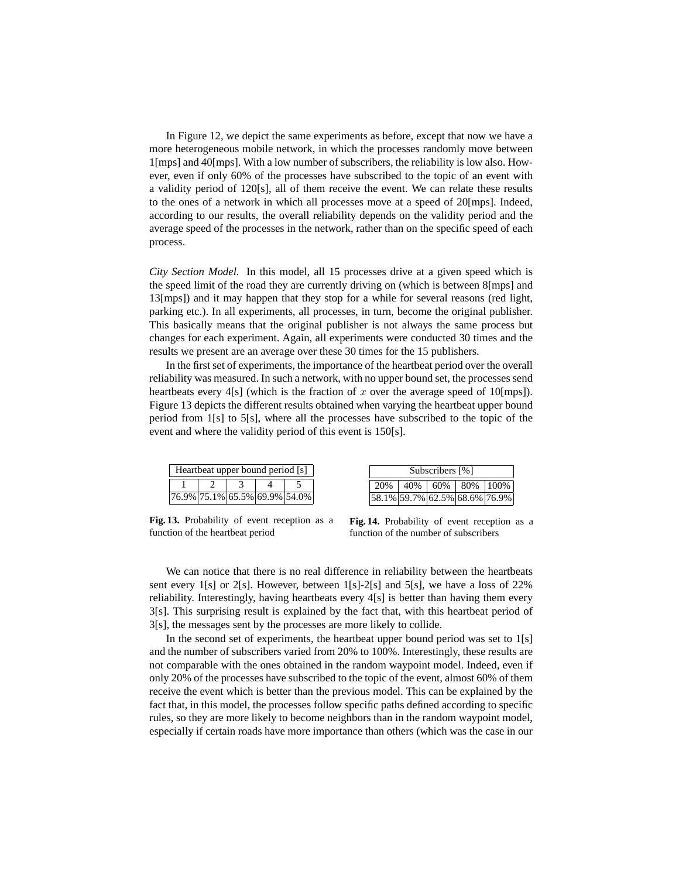In Figure 12, we depict the same experiments as before, except that now we have a more heterogeneous mobile network, in which the processes randomly move between 1[mps] and 40[mps]. With a low number of subscribers, the reliability is low also. However, even if only 60% of the processes have subscribed to the topic of an event with a validity period of 120[s], all of them receive the event. We can relate these results to the ones of a network in which all processes move at a speed of 20[mps]. Indeed, according to our results, the overall reliability depends on the validity period and the average speed of the processes in the network, rather than on the specific speed of each process.

*City Section Model.* In this model, all 15 processes drive at a given speed which is the speed limit of the road they are currently driving on (which is between 8[mps] and 13[mps]) and it may happen that they stop for a while for several reasons (red light, parking etc.). In all experiments, all processes, in turn, become the original publisher. This basically means that the original publisher is not always the same process but changes for each experiment. Again, all experiments were conducted 30 times and the results we present are an average over these 30 times for the 15 publishers.

In the first set of experiments, the importance of the heartbeat period over the overall reliability was measured. In such a network, with no upper bound set, the processes send heartbeats every 4[s] (which is the fraction of $x$ over the average speed of 10[mps]). Figure 13 depicts the different results obtained when varying the heartbeat upper bound period from 1[s] to 5[s], where all the processes have subscribed to the topic of the event and where the validity period of this event is 150[s].

| Heartbeat upper bound period [s] | | | | |
|---|---|---|---|---|
| 1 | 2 | 3 | 4 | 5 |
| 76.9% | 75.1% | 65.5% | 69.9% | 54.0% |

**Fig. 13.** Probability of event reception as a function of the heartbeat period

| Subscribers [%] | | | | |
|---|---|---|---|---|
| 20% | 40% | 60% | 80% | 100% |
| 58.1% | 59.7% | 62.5% | 68.6% | 76.9% |

**Fig. 14.** Probability of event reception as a function of the number of subscribers

We can notice that there is no real difference in reliability between the heartbeats sent every 1[s] or 2[s]. However, between 1[s]-2[s] and 5[s], we have a loss of 22% reliability. Interestingly, having heartbeats every 4[s] is better than having them every 3[s]. This surprising result is explained by the fact that, with this heartbeat period of 3[s], the messages sent by the processes are more likely to collide.

In the second set of experiments, the heartbeat upper bound period was set to 1[s] and the number of subscribers varied from 20% to 100%. Interestingly, these results are not comparable with the ones obtained in the random waypoint model. Indeed, even if only 20% of the processes have subscribed to the topic of the event, almost 60% of them receive the event which is better than the previous model. This can be explained by the fact that, in this model, the processes follow specific paths defined according to specific rules, so they are more likely to become neighbors than in the random waypoint model, especially if certain roads have more importance than others (which was the case in our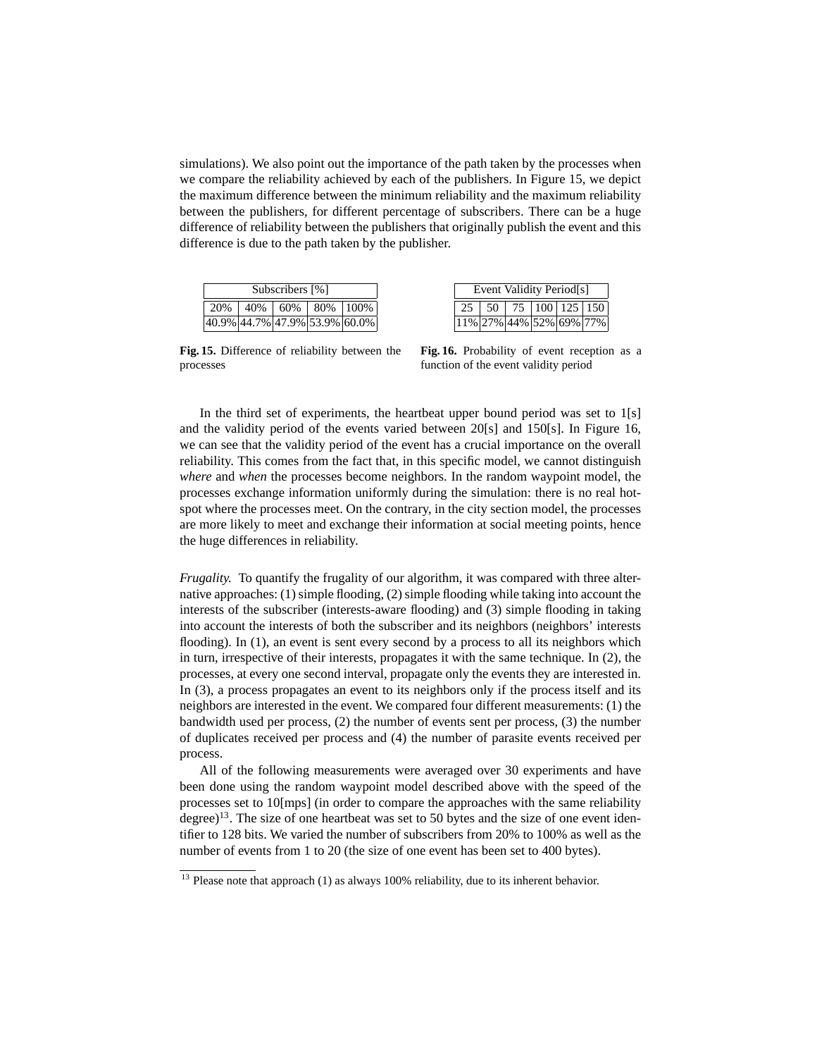simulations). We also point out the importance of the path taken by the processes when we compare the reliability achieved by each of the publishers. In Figure 15, we depict the maximum difference between the minimum reliability and the maximum reliability between the publishers, for different percentage of subscribers. There can be a huge difference of reliability between the publishers that originally publish the event and this difference is due to the path taken by the publisher.

| Subscribers [%] | | | | |
|---|---|---|---|---|
| 20% | 40% | 60% | 80% | 100% |
| 40.9% | 44.7% | 47.9% | 53.9% | 60.0% |

**Fig. 15.** Difference of reliability between the processes

| Event Validity Period[s] | | | | | |
|---|---|---|---|---|---|
| 25 | 50 | 75 | 100 | 125 | 150 |
| 11% | 27% | 44% | 52% | 69% | 77% |

**Fig. 16.** Probability of event reception as a function of the event validity period

In the third set of experiments, the heartbeat upper bound period was set to 1[s] and the validity period of the events varied between 20[s] and 150[s]. In Figure 16, we can see that the validity period of the event has a crucial importance on the overall reliability. This comes from the fact that, in this specific model, we cannot distinguish *where* and *when* the processes become neighbors. In the random waypoint model, the processes exchange information uniformly during the simulation: there is no real hot-spot where the processes meet. On the contrary, in the city section model, the processes are more likely to meet and exchange their information at social meeting points, hence the huge differences in reliability.

*Frugality.* To quantify the frugality of our algorithm, it was compared with three alternative approaches: (1) simple flooding, (2) simple flooding while taking into account the interests of the subscriber (interests-aware flooding) and (3) simple flooding in taking into account the interests of both the subscriber and its neighbors (neighbors' interests flooding). In (1), an event is sent every second by a process to all its neighbors which in turn, irrespective of their interests, propagates it with the same technique. In (2), the processes, at every one second interval, propagate only the events they are interested in. In (3), a process propagates an event to its neighbors only if the process itself and its neighbors are interested in the event. We compared four different measurements: (1) the bandwidth used per process, (2) the number of events sent per process, (3) the number of duplicates received per process and (4) the number of parasite events received per process.

All of the following measurements were averaged over 30 experiments and have been done using the random waypoint model described above with the speed of the processes set to 10[mps] (in order to compare the approaches with the same reliability degree)[13]. The size of one heartbeat was set to 50 bytes and the size of one event identifier to 128 bits. We varied the number of subscribers from 20% to 100% as well as the number of events from 1 to 20 (the size of one event has been set to 400 bytes).

[13] Please note that approach (1) as always 100% reliability, due to its inherent behavior.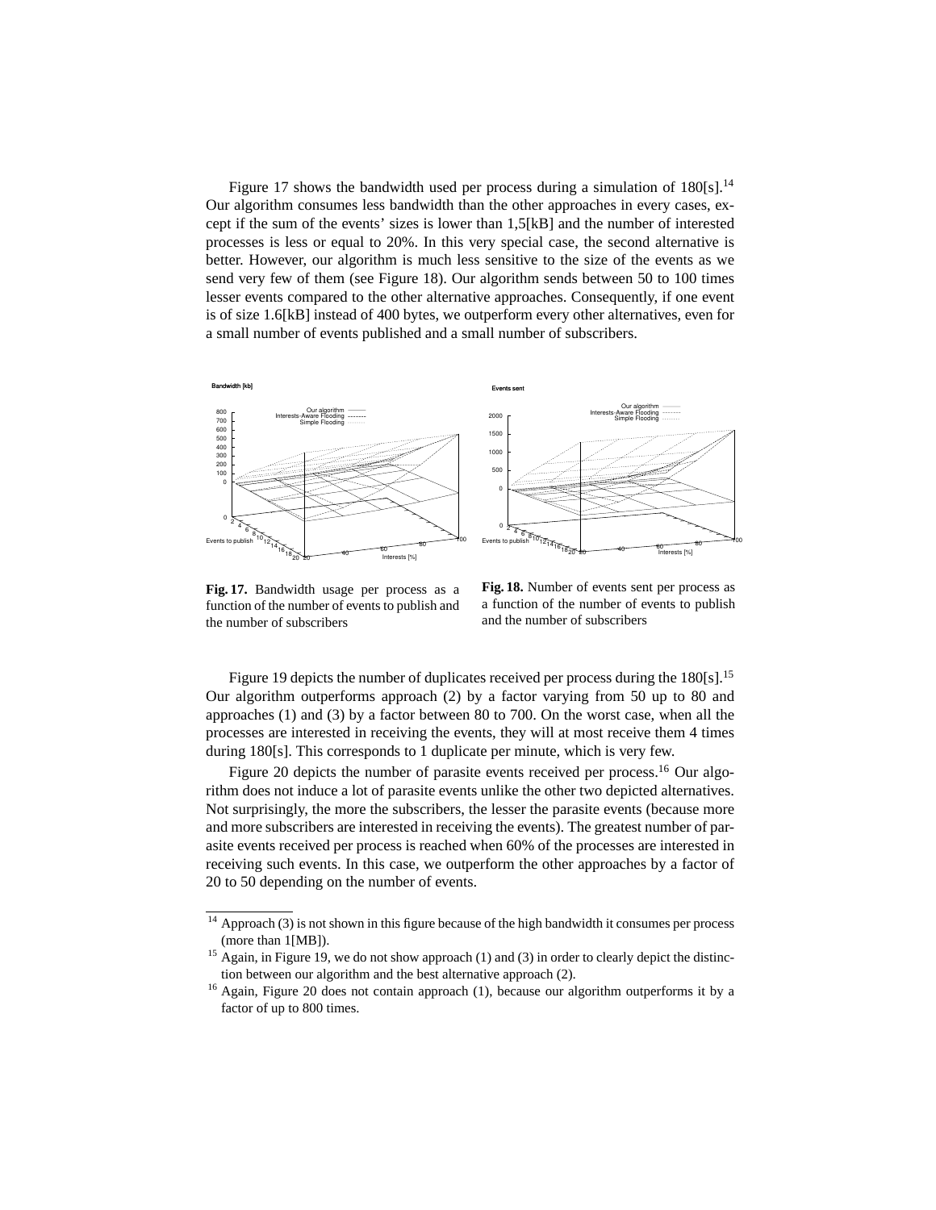Figure 17 shows the bandwidth used per process during a simulation of 180[s].[14] Our algorithm consumes less bandwidth than the other approaches in every cases, except if the sum of the events' sizes is lower than 1,5[kB] and the number of interested processes is less or equal to 20%. In this very special case, the second alternative is better. However, our algorithm is much less sensitive to the size of the events as we send very few of them (see Figure 18). Our algorithm sends between 50 to 100 times lesser events compared to the other alternative approaches. Consequently, if one event is of size 1.6[kB] instead of 400 bytes, we outperform every other alternatives, even for a small number of events published and a small number of subscribers.

Bandwidth [kb]

Our algorithm
Interests-Aware Flooding
Simple Flooding

800
700
600
500
400
300
200
100
0

0

2 4 6 8 10 12 14 16 18 20

Events to publish

20 40 60 80 100

Interests [%]

**Fig. 17.** Bandwidth usage per process as a function of the number of events to publish and the number of subscribers

Events sent

Our algorithm
Interests-Aware Flooding
Simple Flooding

2000
1500
1000
500
0

0

2 4 6 8 10 12 14 16 18 20

Events to publish

20 40 60 80 100

Interests [%]

**Fig. 18.** Number of events sent per process as a function of the number of events to publish and the number of subscribers

Figure 19 depicts the number of duplicates received per process during the 180[s].[15] Our algorithm outperforms approach (2) by a factor varying from 50 up to 80 and approaches (1) and (3) by a factor between 80 to 700. On the worst case, when all the processes are interested in receiving the events, they will at most receive them 4 times during 180[s]. This corresponds to 1 duplicate per minute, which is very few.

Figure 20 depicts the number of parasite events received per process.[16] Our algorithm does not induce a lot of parasite events unlike the other two depicted alternatives. Not surprisingly, the more the subscribers, the lesser the parasite events (because more and more subscribers are interested in receiving the events). The greatest number of parasite events received per process is reached when 60% of the processes are interested in receiving such events. In this case, we outperform the other approaches by a factor of 20 to 50 depending on the number of events.

[14] Approach (3) is not shown in this figure because of the high bandwidth it consumes per process (more than 1[MB]).

[15] Again, in Figure 19, we do not show approach (1) and (3) in order to clearly depict the distinction between our algorithm and the best alternative approach (2).

[16] Again, Figure 20 does not contain approach (1), because our algorithm outperforms it by a factor of up to 800 times.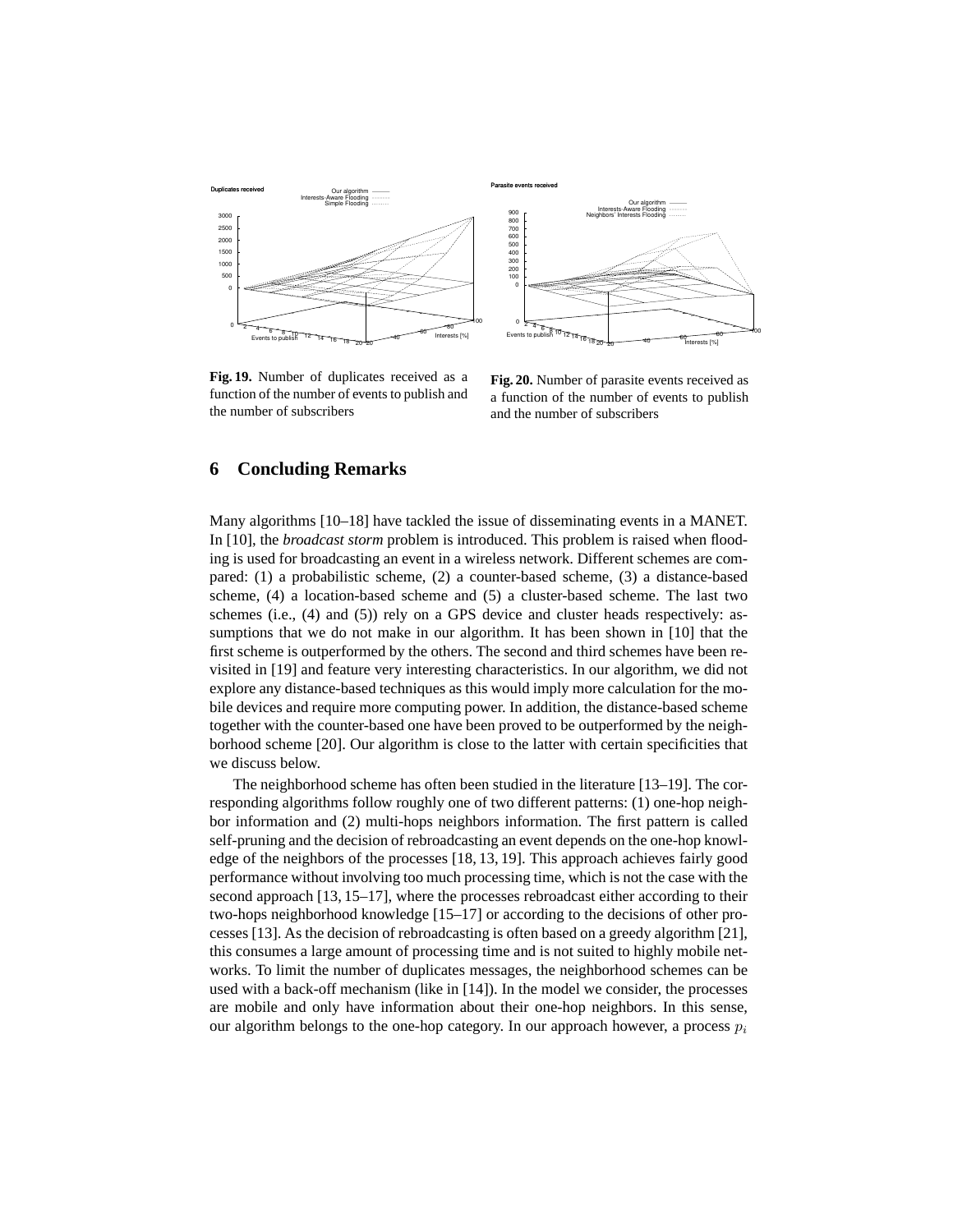Duplicates received

Our algorithm
Interests-Aware Flooding
Simple Flooding

3000
2500
2000
1500
1000
500
0

0

2 4 6 8 10 12 14 16 18 20 20
Events to publish

40 60 80 100
Interests [%]

**Fig. 19.** Number of duplicates received as a function of the number of events to publish and the number of subscribers

Parasite events received

Our algorithm
Interests-Aware Flooding
Neighbors' Interests Flooding

900
800
700
600
500
400
300
200
100
0

0

2 4 6 8 10 12 14 16 18 20 20
Events to publish

40 60 80 100
Interests [%]

**Fig. 20.** Number of parasite events received as a function of the number of events to publish and the number of subscribers

## 6 Concluding Remarks

Many algorithms [10–18] have tackled the issue of disseminating events in a MANET. In [10], the *broadcast storm* problem is introduced. This problem is raised when flooding is used for broadcasting an event in a wireless network. Different schemes are compared: (1) a probabilistic scheme, (2) a counter-based scheme, (3) a distance-based scheme, (4) a location-based scheme and (5) a cluster-based scheme. The last two schemes (i.e., (4) and (5)) rely on a GPS device and cluster heads respectively: assumptions that we do not make in our algorithm. It has been shown in [10] that the first scheme is outperformed by the others. The second and third schemes have been revisited in [19] and feature very interesting characteristics. In our algorithm, we did not explore any distance-based techniques as this would imply more calculation for the mobile devices and require more computing power. In addition, the distance-based scheme together with the counter-based one have been proved to be outperformed by the neighborhood scheme [20]. Our algorithm is close to the latter with certain specificities that we discuss below.

The neighborhood scheme has often been studied in the literature [13–19]. The corresponding algorithms follow roughly one of two different patterns: (1) one-hop neighbor information and (2) multi-hops neighbors information. The first pattern is called self-pruning and the decision of rebroadcasting an event depends on the one-hop knowledge of the neighbors of the processes [18, 13, 19]. This approach achieves fairly good performance without involving too much processing time, which is not the case with the second approach [13, 15–17], where the processes rebroadcast either according to their two-hops neighborhood knowledge [15–17] or according to the decisions of other processes [13]. As the decision of rebroadcasting is often based on a greedy algorithm [21], this consumes a large amount of processing time and is not suited to highly mobile networks. To limit the number of duplicates messages, the neighborhood schemes can be used with a back-off mechanism (like in [14]). In the model we consider, the processes are mobile and only have information about their one-hop neighbors. In this sense, our algorithm belongs to the one-hop category. In our approach however, a process $p_i$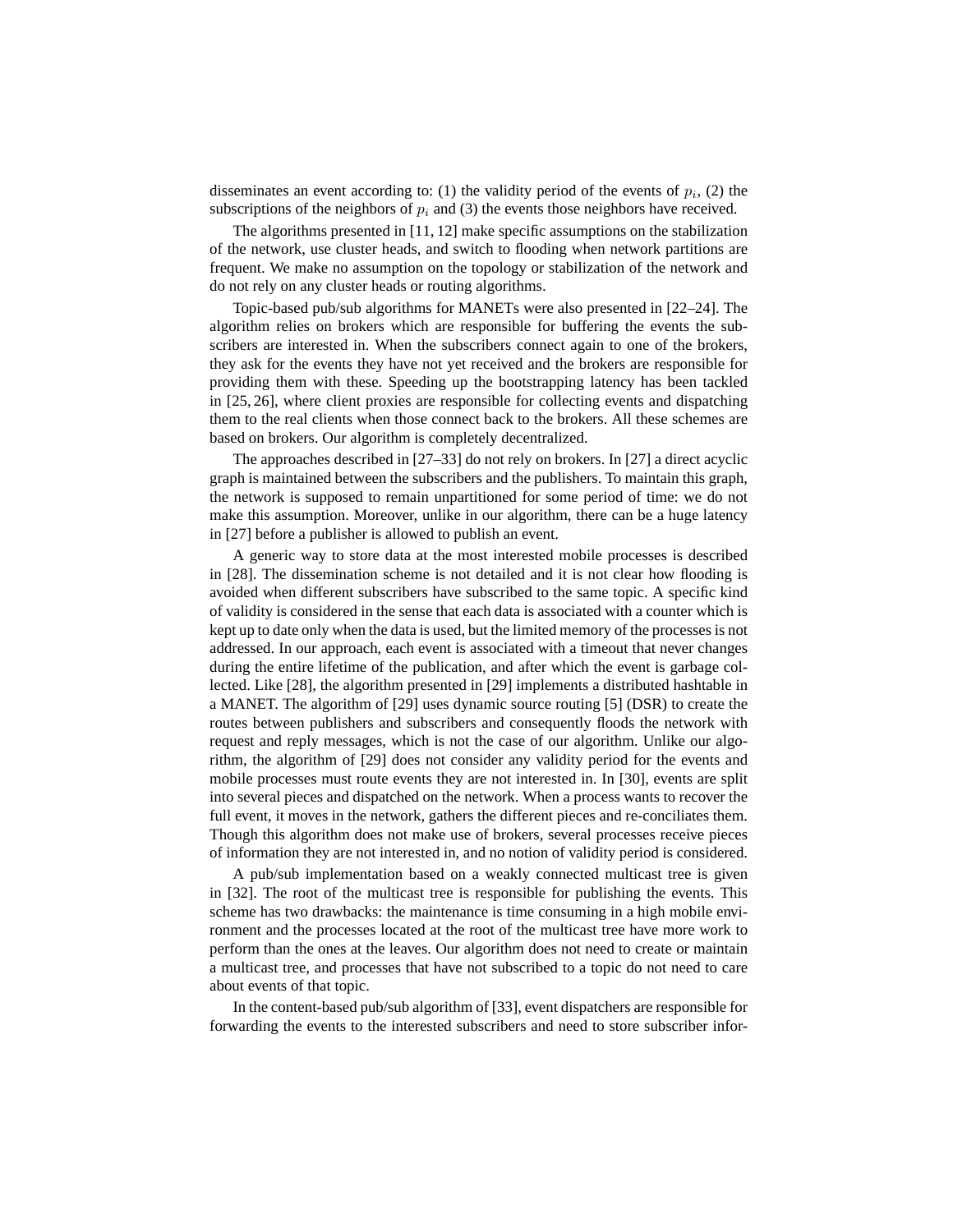disseminates an event according to: (1) the validity period of the events of $p_i$, (2) the subscriptions of the neighbors of $p_i$ and (3) the events those neighbors have received.

The algorithms presented in [11, 12] make specific assumptions on the stabilization of the network, use cluster heads, and switch to flooding when network partitions are frequent. We make no assumption on the topology or stabilization of the network and do not rely on any cluster heads or routing algorithms.

Topic-based pub/sub algorithms for MANETs were also presented in [22–24]. The algorithm relies on brokers which are responsible for buffering the events the subscribers are interested in. When the subscribers connect again to one of the brokers, they ask for the events they have not yet received and the brokers are responsible for providing them with these. Speeding up the bootstrapping latency has been tackled in [25, 26], where client proxies are responsible for collecting events and dispatching them to the real clients when those connect back to the brokers. All these schemes are based on brokers. Our algorithm is completely decentralized.

The approaches described in [27–33] do not rely on brokers. In [27] a direct acyclic graph is maintained between the subscribers and the publishers. To maintain this graph, the network is supposed to remain unpartitioned for some period of time: we do not make this assumption. Moreover, unlike in our algorithm, there can be a huge latency in [27] before a publisher is allowed to publish an event.

A generic way to store data at the most interested mobile processes is described in [28]. The dissemination scheme is not detailed and it is not clear how flooding is avoided when different subscribers have subscribed to the same topic. A specific kind of validity is considered in the sense that each data is associated with a counter which is kept up to date only when the data is used, but the limited memory of the processes is not addressed. In our approach, each event is associated with a timeout that never changes during the entire lifetime of the publication, and after which the event is garbage collected. Like [28], the algorithm presented in [29] implements a distributed hashtable in a MANET. The algorithm of [29] uses dynamic source routing [5] (DSR) to create the routes between publishers and subscribers and consequently floods the network with request and reply messages, which is not the case of our algorithm. Unlike our algorithm, the algorithm of [29] does not consider any validity period for the events and mobile processes must route events they are not interested in. In [30], events are split into several pieces and dispatched on the network. When a process wants to recover the full event, it moves in the network, gathers the different pieces and re-conciliates them. Though this algorithm does not make use of brokers, several processes receive pieces of information they are not interested in, and no notion of validity period is considered.

A pub/sub implementation based on a weakly connected multicast tree is given in [32]. The root of the multicast tree is responsible for publishing the events. This scheme has two drawbacks: the maintenance is time consuming in a high mobile environment and the processes located at the root of the multicast tree have more work to perform than the ones at the leaves. Our algorithm does not need to create or maintain a multicast tree, and processes that have not subscribed to a topic do not need to care about events of that topic.

In the content-based pub/sub algorithm of [33], event dispatchers are responsible for forwarding the events to the interested subscribers and need to store subscriber infor-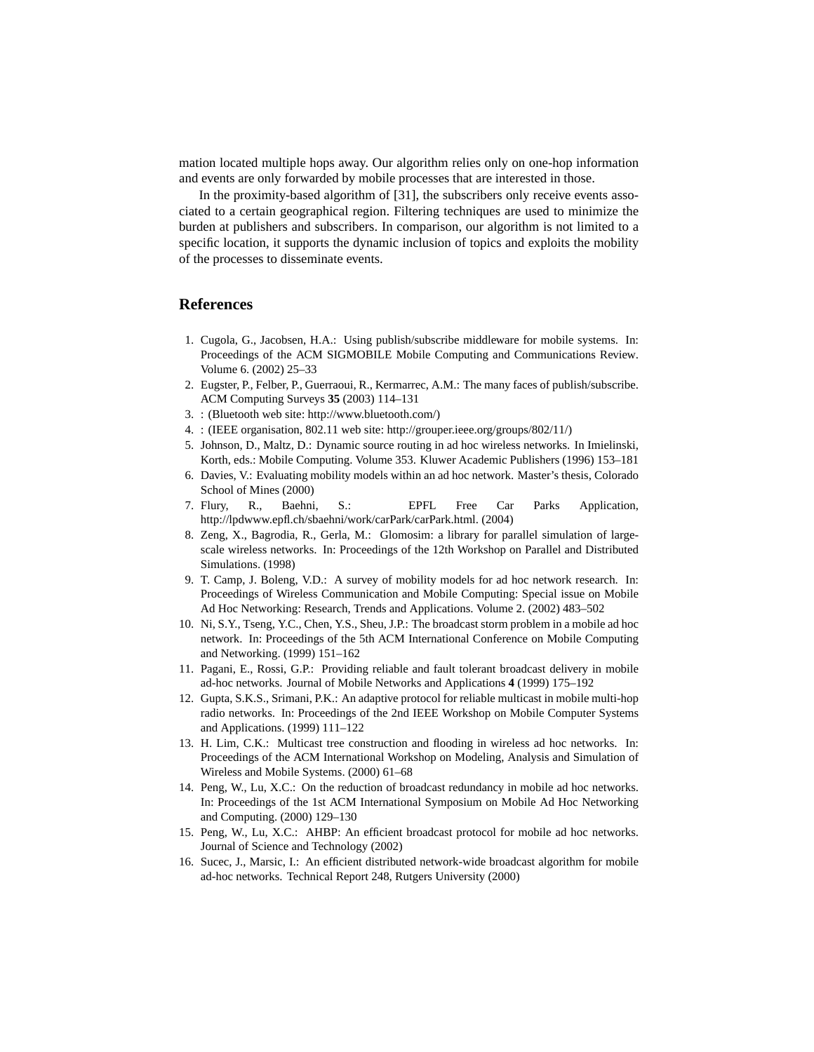mation located multiple hops away. Our algorithm relies only on one-hop information and events are only forwarded by mobile processes that are interested in those.

In the proximity-based algorithm of [31], the subscribers only receive events associated to a certain geographical region. Filtering techniques are used to minimize the burden at publishers and subscribers. In comparison, our algorithm is not limited to a specific location, it supports the dynamic inclusion of topics and exploits the mobility of the processes to disseminate events.

## References

1. Cugola, G., Jacobsen, H.A.: Using publish/subscribe middleware for mobile systems. In: Proceedings of the ACM SIGMOBILE Mobile Computing and Communications Review. Volume 6. (2002) 25–33
2. Eugster, P., Felber, P., Guerraoui, R., Kermarrec, A.M.: The many faces of publish/subscribe. ACM Computing Surveys **35** (2003) 114–131
3. : (Bluetooth web site: http://www.bluetooth.com/)
4. : (IEEE organisation, 802.11 web site: http://grouper.ieee.org/groups/802/11/)
5. Johnson, D., Maltz, D.: Dynamic source routing in ad hoc wireless networks. In Imielinski, Korth, eds.: Mobile Computing. Volume 353. Kluwer Academic Publishers (1996) 153–181
6. Davies, V.: Evaluating mobility models within an ad hoc network. Master's thesis, Colorado School of Mines (2000)
7. Flury, R., Baehni, S.: EPFL Free Car Parks Application, http://lpdwww.epfl.ch/sbaehni/work/carPark/carPark.html. (2004)
8. Zeng, X., Bagrodia, R., Gerla, M.: Glomosim: a library for parallel simulation of large-scale wireless networks. In: Proceedings of the 12th Workshop on Parallel and Distributed Simulations. (1998)
9. T. Camp, J. Boleng, V.D.: A survey of mobility models for ad hoc network research. In: Proceedings of Wireless Communication and Mobile Computing: Special issue on Mobile Ad Hoc Networking: Research, Trends and Applications. Volume 2. (2002) 483–502
10. Ni, S.Y., Tseng, Y.C., Chen, Y.S., Sheu, J.P.: The broadcast storm problem in a mobile ad hoc network. In: Proceedings of the 5th ACM International Conference on Mobile Computing and Networking. (1999) 151–162
11. Pagani, E., Rossi, G.P.: Providing reliable and fault tolerant broadcast delivery in mobile ad-hoc networks. Journal of Mobile Networks and Applications **4** (1999) 175–192
12. Gupta, S.K.S., Srimani, P.K.: An adaptive protocol for reliable multicast in mobile multi-hop radio networks. In: Proceedings of the 2nd IEEE Workshop on Mobile Computer Systems and Applications. (1999) 111–122
13. H. Lim, C.K.: Multicast tree construction and flooding in wireless ad hoc networks. In: Proceedings of the ACM International Workshop on Modeling, Analysis and Simulation of Wireless and Mobile Systems. (2000) 61–68
14. Peng, W., Lu, X.C.: On the reduction of broadcast redundancy in mobile ad hoc networks. In: Proceedings of the 1st ACM International Symposium on Mobile Ad Hoc Networking and Computing. (2000) 129–130
15. Peng, W., Lu, X.C.: AHBP: An efficient broadcast protocol for mobile ad hoc networks. Journal of Science and Technology (2002)
16. Sucec, J., Marsic, I.: An efficient distributed network-wide broadcast algorithm for mobile ad-hoc networks. Technical Report 248, Rutgers University (2000)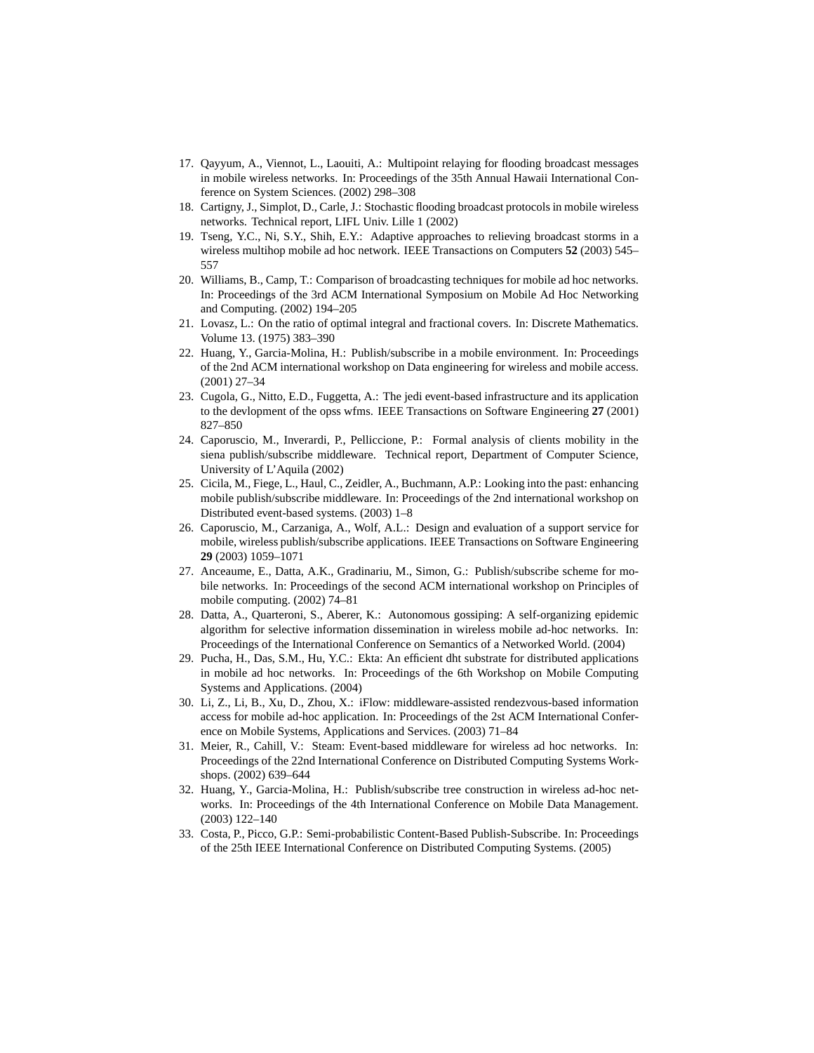17. Qayyum, A., Viennot, L., Laouiti, A.: Multipoint relaying for flooding broadcast messages in mobile wireless networks. In: Proceedings of the 35th Annual Hawaii International Conference on System Sciences. (2002) 298–308
18. Cartigny, J., Simplot, D., Carle, J.: Stochastic flooding broadcast protocols in mobile wireless networks. Technical report, LIFL Univ. Lille 1 (2002)
19. Tseng, Y.C., Ni, S.Y., Shih, E.Y.: Adaptive approaches to relieving broadcast storms in a wireless multihop mobile ad hoc network. IEEE Transactions on Computers **52** (2003) 545–557
20. Williams, B., Camp, T.: Comparison of broadcasting techniques for mobile ad hoc networks. In: Proceedings of the 3rd ACM International Symposium on Mobile Ad Hoc Networking and Computing. (2002) 194–205
21. Lovasz, L.: On the ratio of optimal integral and fractional covers. In: Discrete Mathematics. Volume 13. (1975) 383–390
22. Huang, Y., Garcia-Molina, H.: Publish/subscribe in a mobile environment. In: Proceedings of the 2nd ACM international workshop on Data engineering for wireless and mobile access. (2001) 27–34
23. Cugola, G., Nitto, E.D., Fuggetta, A.: The jedi event-based infrastructure and its application to the devlopment of the opss wfms. IEEE Transactions on Software Engineering **27** (2001) 827–850
24. Caporuscio, M., Inverardi, P., Pelliccione, P.: Formal analysis of clients mobility in the siena publish/subscribe middleware. Technical report, Department of Computer Science, University of L'Aquila (2002)
25. Cicila, M., Fiege, L., Haul, C., Zeidler, A., Buchmann, A.P.: Looking into the past: enhancing mobile publish/subscribe middleware. In: Proceedings of the 2nd international workshop on Distributed event-based systems. (2003) 1–8
26. Caporuscio, M., Carzaniga, A., Wolf, A.L.: Design and evaluation of a support service for mobile, wireless publish/subscribe applications. IEEE Transactions on Software Engineering **29** (2003) 1059–1071
27. Anceaume, E., Datta, A.K., Gradinariu, M., Simon, G.: Publish/subscribe scheme for mobile networks. In: Proceedings of the second ACM international workshop on Principles of mobile computing. (2002) 74–81
28. Datta, A., Quarteroni, S., Aberer, K.: Autonomous gossiping: A self-organizing epidemic algorithm for selective information dissemination in wireless mobile ad-hoc networks. In: Proceedings of the International Conference on Semantics of a Networked World. (2004)
29. Pucha, H., Das, S.M., Hu, Y.C.: Ekta: An efficient dht substrate for distributed applications in mobile ad hoc networks. In: Proceedings of the 6th Workshop on Mobile Computing Systems and Applications. (2004)
30. Li, Z., Li, B., Xu, D., Zhou, X.: iFlow: middleware-assisted rendezvous-based information access for mobile ad-hoc application. In: Proceedings of the 2st ACM International Conference on Mobile Systems, Applications and Services. (2003) 71–84
31. Meier, R., Cahill, V.: Steam: Event-based middleware for wireless ad hoc networks. In: Proceedings of the 22nd International Conference on Distributed Computing Systems Workshops. (2002) 639–644
32. Huang, Y., Garcia-Molina, H.: Publish/subscribe tree construction in wireless ad-hoc networks. In: Proceedings of the 4th International Conference on Mobile Data Management. (2003) 122–140
33. Costa, P., Picco, G.P.: Semi-probabilistic Content-Based Publish-Subscribe. In: Proceedings of the 25th IEEE International Conference on Distributed Computing Systems. (2005)